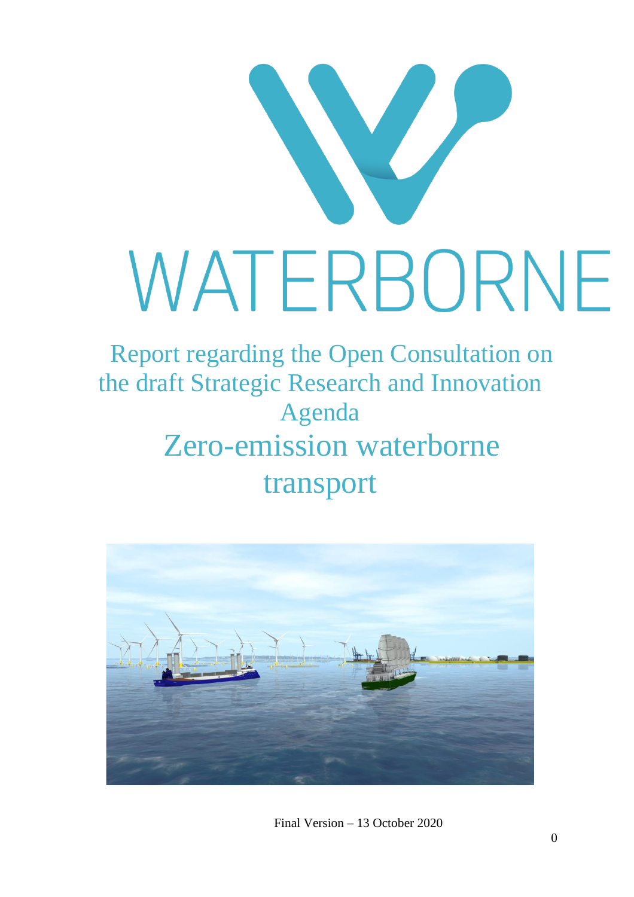# WATERBORNE

## Report regarding the Open Consultation on the draft Strategic Research and Innovation Agenda

## Zero-emission waterborne transport

Final Version – 13 October 2020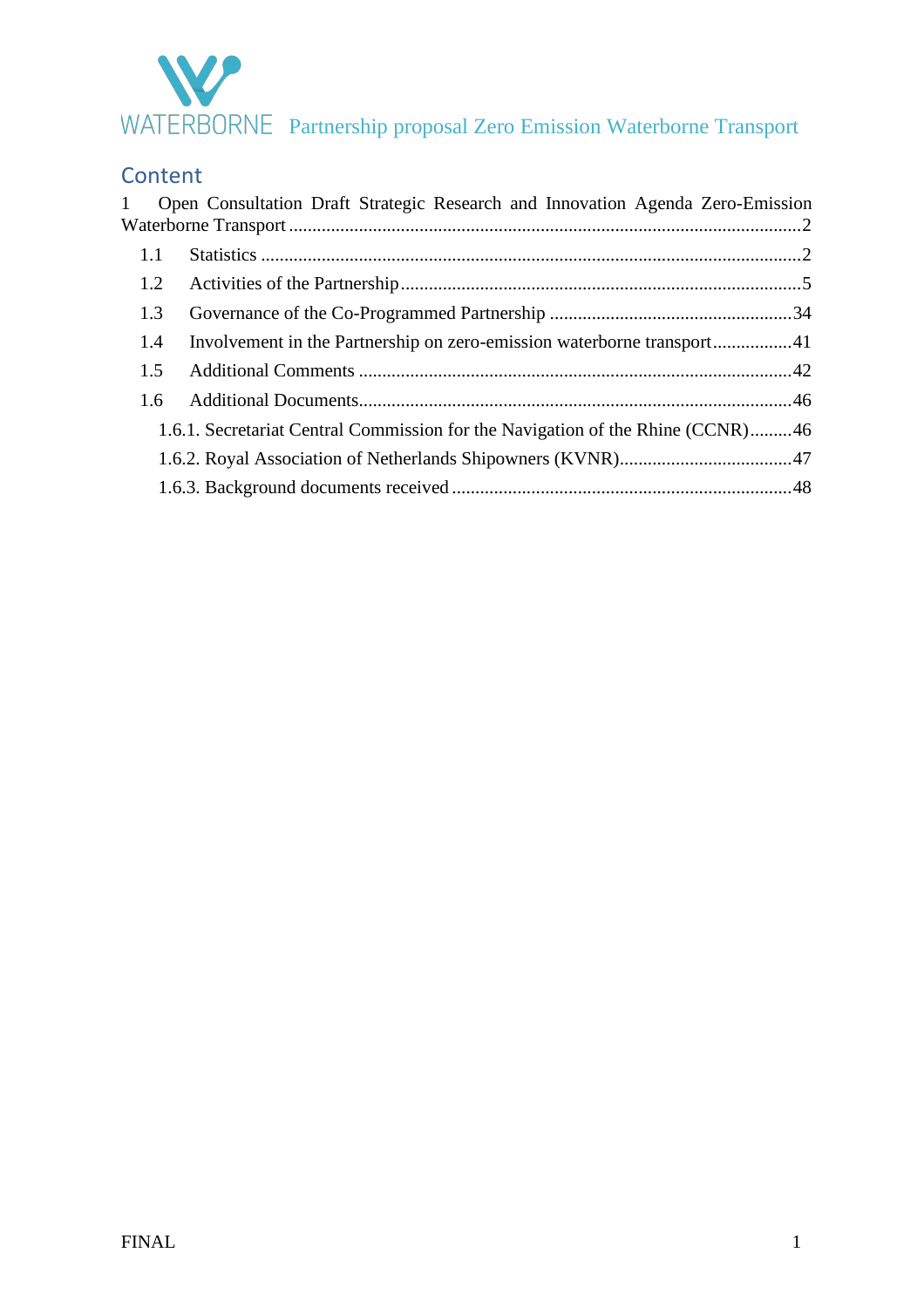## Content

1 Open Consultation Draft Strategic Research and Innovation Agenda Zero-Emission Waterborne Transport ........ 2

- 1.1 Statistics ........ 2
- 1.2 Activities of the Partnership ........ 5
- 1.3 Governance of the Co-Programmed Partnership ........ 34
- 1.4 Involvement in the Partnership on zero-emission waterborne transport ........ 41
- 1.5 Additional Comments ........ 42
- 1.6 Additional Documents ........ 46
  - 1.6.1. Secretariat Central Commission for the Navigation of the Rhine (CCNR) ........ 46
  - 1.6.2. Royal Association of Netherlands Shipowners (KVNR) ........ 47
  - 1.6.3. Background documents received ........ 48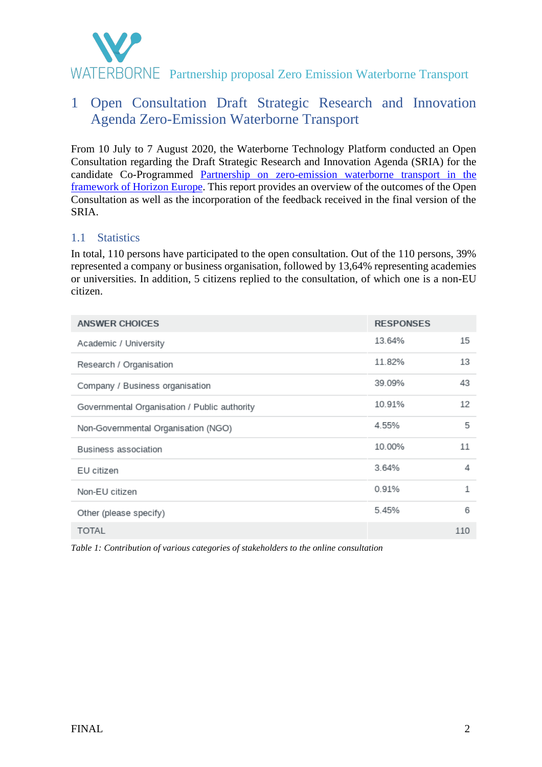# 1 Open Consultation Draft Strategic Research and Innovation Agenda Zero-Emission Waterborne Transport

From 10 July to 7 August 2020, the Waterborne Technology Platform conducted an Open Consultation regarding the Draft Strategic Research and Innovation Agenda (SRIA) for the candidate Co-Programmed Partnership on zero-emission waterborne transport in the framework of Horizon Europe. This report provides an overview of the outcomes of the Open Consultation as well as the incorporation of the feedback received in the final version of the SRIA.

## 1.1 Statistics

In total, 110 persons have participated to the open consultation. Out of the 110 persons, 39% represented a company or business organisation, followed by 13,64% representing academies or universities. In addition, 5 citizens replied to the consultation, of which one is a non-EU citizen.

| ANSWER CHOICES | RESPONSES | |
|---|---|---|
| Academic / University | 13.64% | 15 |
| Research / Organisation | 11.82% | 13 |
| Company / Business organisation | 39.09% | 43 |
| Governmental Organisation / Public authority | 10.91% | 12 |
| Non-Governmental Organisation (NGO) | 4.55% | 5 |
| Business association | 10.00% | 11 |
| EU citizen | 3.64% | 4 |
| Non-EU citizen | 0.91% | 1 |
| Other (please specify) | 5.45% | 6 |
| TOTAL | | 110 |

*Table 1: Contribution of various categories of stakeholders to the online consultation*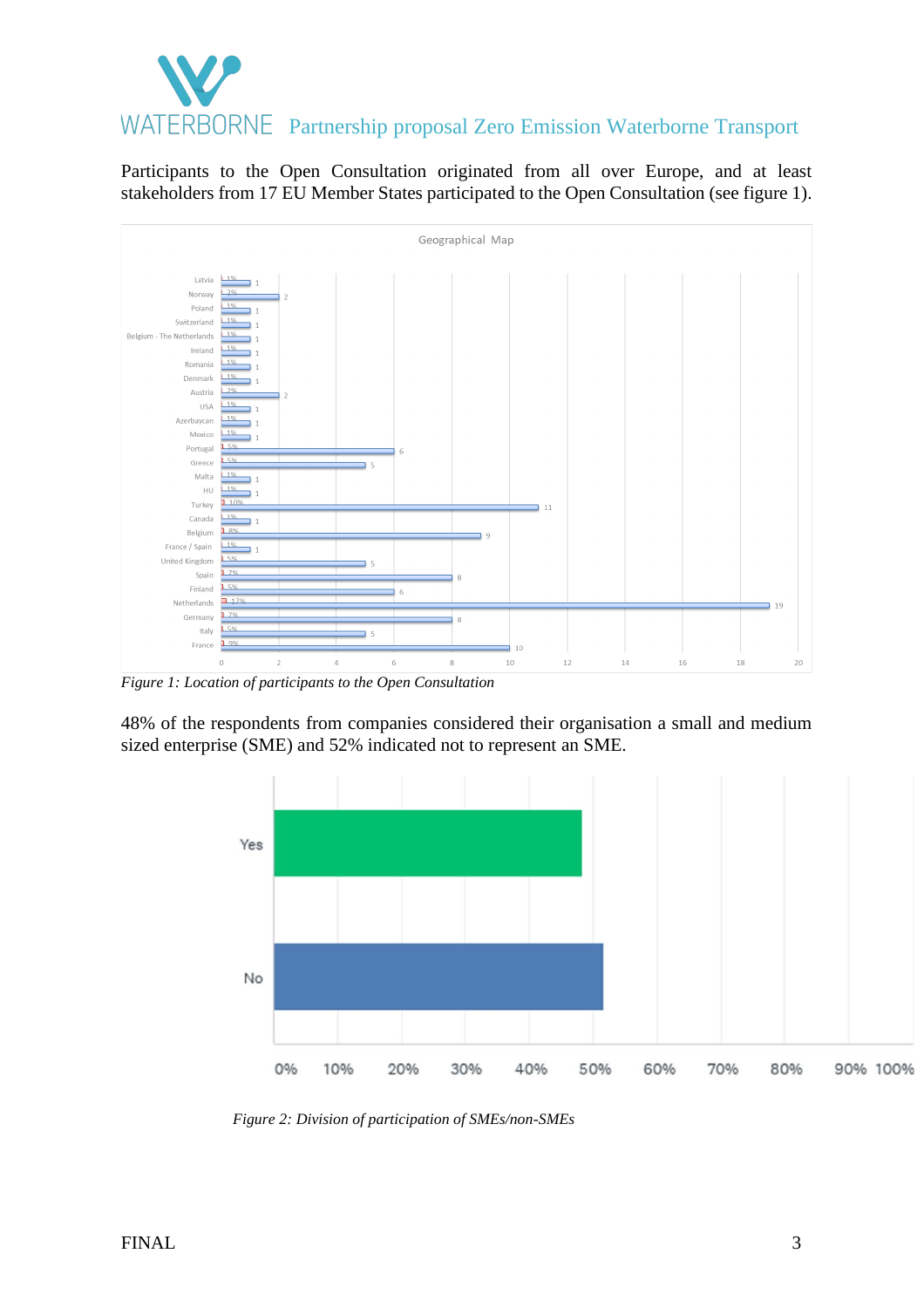Participants to the Open Consultation originated from all over Europe, and at least stakeholders from 17 EU Member States participated to the Open Consultation (see figure 1).

*Figure 1: Location of participants to the Open Consultation*

48% of the respondents from companies considered their organisation a small and medium sized enterprise (SME) and 52% indicated not to represent an SME.

*Figure 2: Division of participation of SMEs/non-SMEs*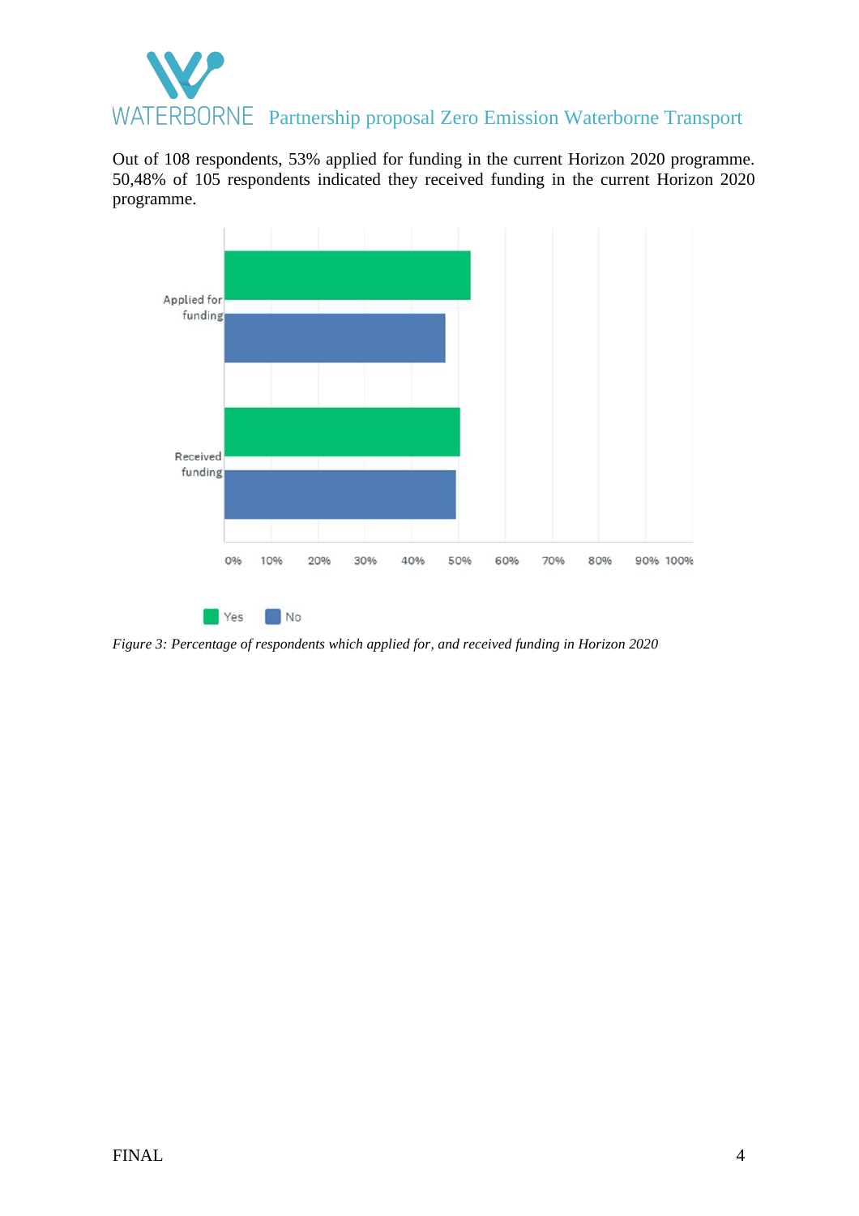Out of 108 respondents, 53% applied for funding in the current Horizon 2020 programme. 50,48% of 105 respondents indicated they received funding in the current Horizon 2020 programme.

*Figure 3: Percentage of respondents which applied for, and received funding in Horizon 2020*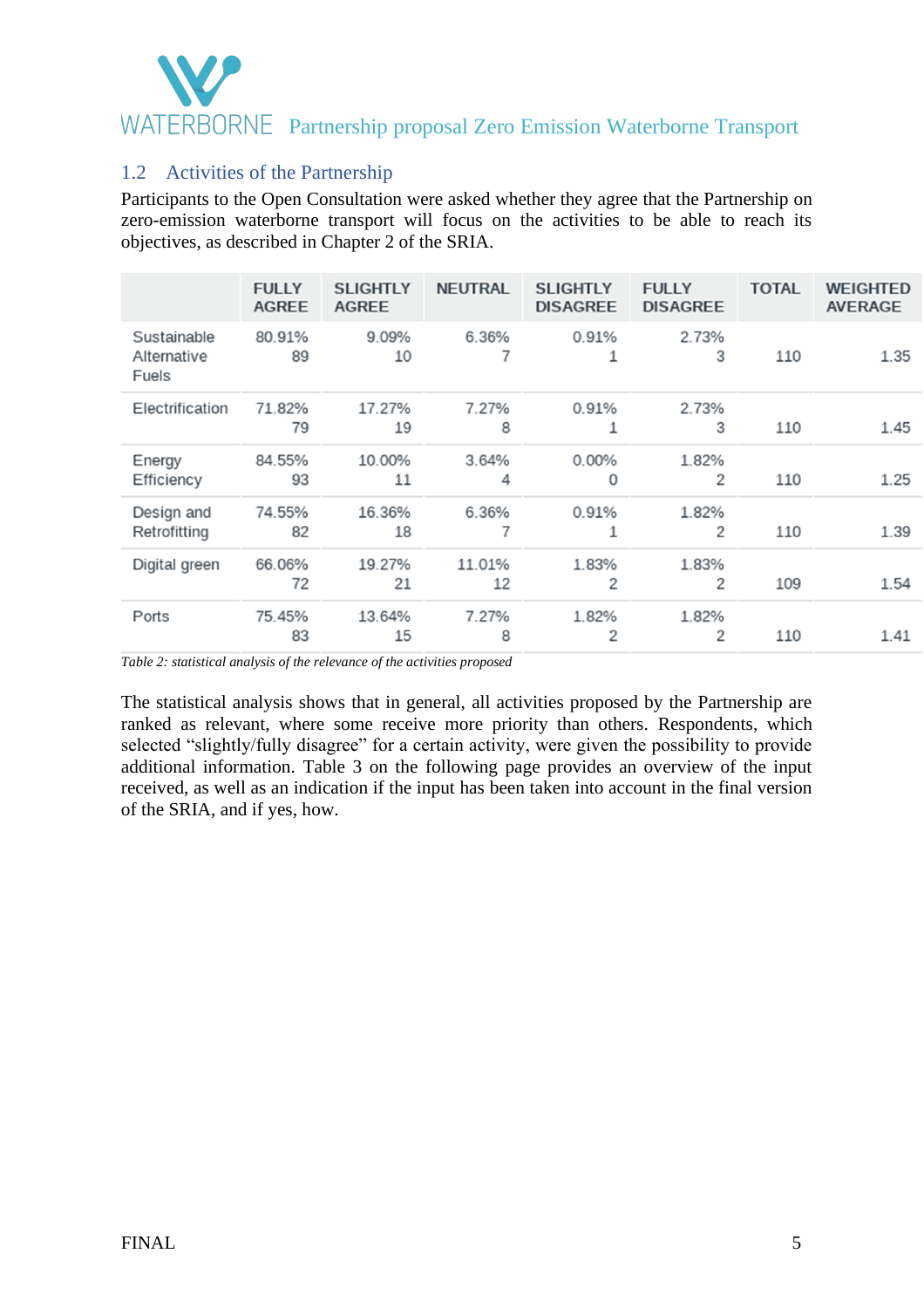## 1.2 Activities of the Partnership

Participants to the Open Consultation were asked whether they agree that the Partnership on zero-emission waterborne transport will focus on the activities to be able to reach its objectives, as described in Chapter 2 of the SRIA.

| | FULLY AGREE | SLIGHTLY AGREE | NEUTRAL | SLIGHTLY DISAGREE | FULLY DISAGREE | TOTAL | WEIGHTED AVERAGE |
|---|---|---|---|---|---|---|---|
| Sustainable Alternative Fuels | 80.91% 89 | 9.09% 10 | 6.36% 7 | 0.91% 1 | 2.73% 3 | 110 | 1.35 |
| Electrification | 71.82% 79 | 17.27% 19 | 7.27% 8 | 0.91% 1 | 2.73% 3 | 110 | 1.45 |
| Energy Efficiency | 84.55% 93 | 10.00% 11 | 3.64% 4 | 0.00% 0 | 1.82% 2 | 110 | 1.25 |
| Design and Retrofitting | 74.55% 82 | 16.36% 18 | 6.36% 7 | 0.91% 1 | 1.82% 2 | 110 | 1.39 |
| Digital green | 66.06% 72 | 19.27% 21 | 11.01% 12 | 1.83% 2 | 1.83% 2 | 109 | 1.54 |
| Ports | 75.45% 83 | 13.64% 15 | 7.27% 8 | 1.82% 2 | 1.82% 2 | 110 | 1.41 |

*Table 2: statistical analysis of the relevance of the activities proposed*

The statistical analysis shows that in general, all activities proposed by the Partnership are ranked as relevant, where some receive more priority than others. Respondents, which selected "slightly/fully disagree" for a certain activity, were given the possibility to provide additional information. Table 3 on the following page provides an overview of the input received, as well as an indication if the input has been taken into account in the final version of the SRIA, and if yes, how.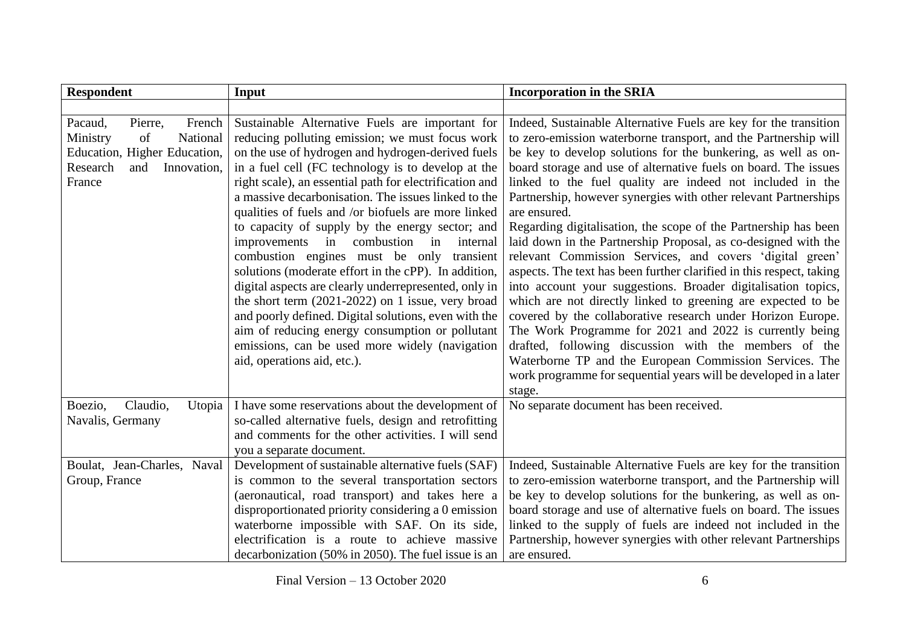| Respondent | Input | Incorporation in the SRIA |
|---|---|---|
| | | |
| Pacaud, Pierre, French Ministry of National Education, Higher Education, Research and Innovation, France | Sustainable Alternative Fuels are important for reducing polluting emission; we must focus work on the use of hydrogen and hydrogen-derived fuels in a fuel cell (FC technology is to develop at the right scale), an essential path for electrification and a massive decarbonisation. The issues linked to the qualities of fuels and /or biofuels are more linked to capacity of supply by the energy sector; and improvements in combustion in internal combustion engines must be only transient solutions (moderate effort in the cPP). In addition, digital aspects are clearly underrepresented, only in the short term (2021-2022) on 1 issue, very broad and poorly defined. Digital solutions, even with the aim of reducing energy consumption or pollutant emissions, can be used more widely (navigation aid, operations aid, etc.). | Indeed, Sustainable Alternative Fuels are key for the transition to zero-emission waterborne transport, and the Partnership will be key to develop solutions for the bunkering, as well as on-board storage and use of alternative fuels on board. The issues linked to the fuel quality are indeed not included in the Partnership, however synergies with other relevant Partnerships are ensured.<br>Regarding digitalisation, the scope of the Partnership has been laid down in the Partnership Proposal, as co-designed with the relevant Commission Services, and covers 'digital green' aspects. The text has been further clarified in this respect, taking into account your suggestions. Broader digitalisation topics, which are not directly linked to greening are expected to be covered by the collaborative research under Horizon Europe. The Work Programme for 2021 and 2022 is currently being drafted, following discussion with the members of the Waterborne TP and the European Commission Services. The work programme for sequential years will be developed in a later stage. |
| Boezio, Claudio, Utopia Navalis, Germany | I have some reservations about the development of so-called alternative fuels, design and retrofitting and comments for the other activities. I will send you a separate document. | No separate document has been received. |
| Boulat, Jean-Charles, Naval Group, France | Development of sustainable alternative fuels (SAF) is common to the several transportation sectors (aeronautical, road transport) and takes here a disproportionated priority considering a 0 emission waterborne impossible with SAF. On its side, electrification is a route to achieve massive decarbonization (50% in 2050). The fuel issue is an | Indeed, Sustainable Alternative Fuels are key for the transition to zero-emission waterborne transport, and the Partnership will be key to develop solutions for the bunkering, as well as on-board storage and use of alternative fuels on board. The issues linked to the supply of fuels are indeed not included in the Partnership, however synergies with other relevant Partnerships are ensured. |

Final Version – 13 October 2020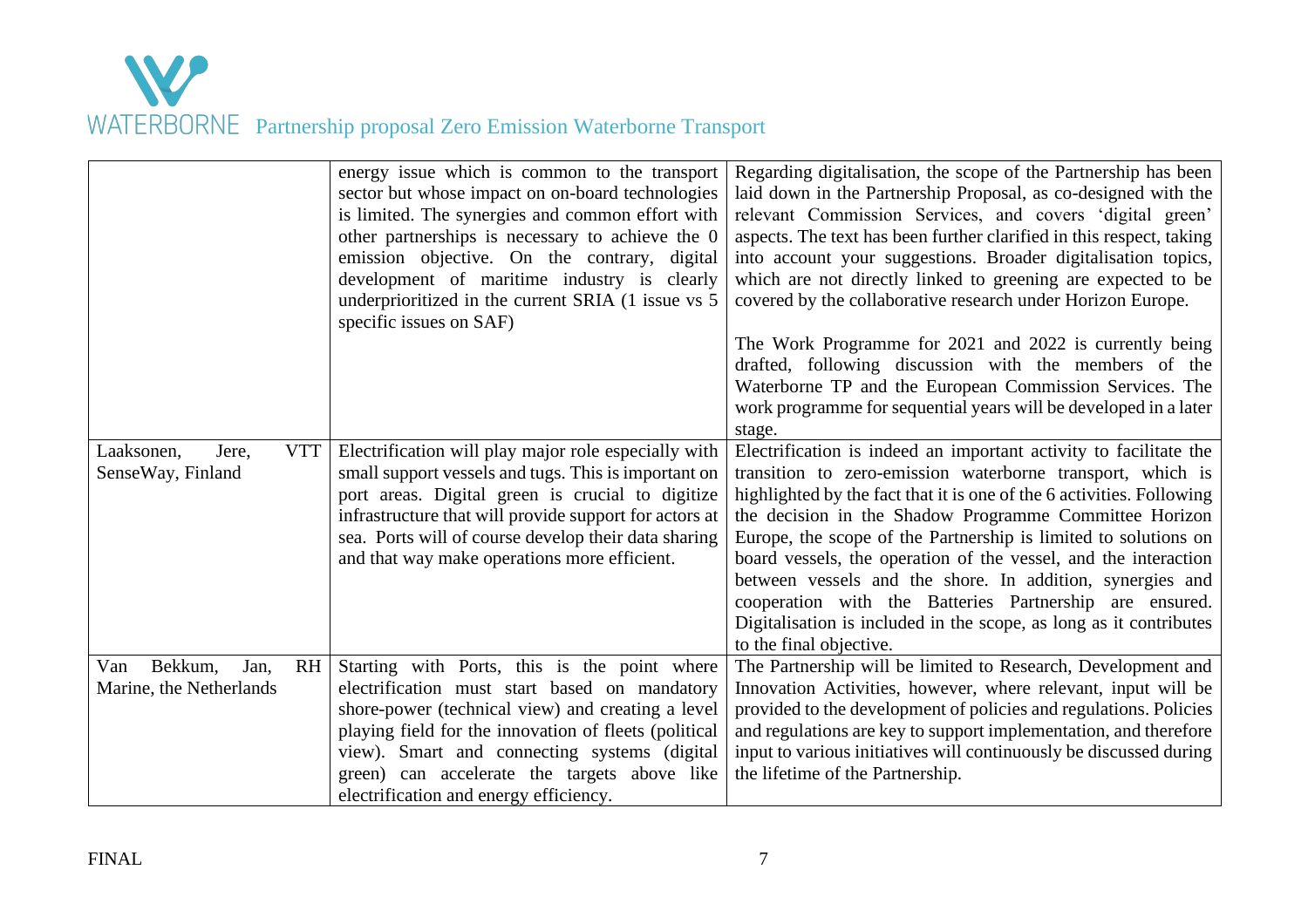|  |  |  |
|---|---|---|
|  | energy issue which is common to the transport sector but whose impact on on-board technologies is limited. The synergies and common effort with other partnerships is necessary to achieve the 0 emission objective. On the contrary, digital development of maritime industry is clearly underprioritized in the current SRIA (1 issue vs 5 specific issues on SAF) | Regarding digitalisation, the scope of the Partnership has been laid down in the Partnership Proposal, as co-designed with the relevant Commission Services, and covers 'digital green' aspects. The text has been further clarified in this respect, taking into account your suggestions. Broader digitalisation topics, which are not directly linked to greening are expected to be covered by the collaborative research under Horizon Europe.<br><br>The Work Programme for 2021 and 2022 is currently being drafted, following discussion with the members of the Waterborne TP and the European Commission Services. The work programme for sequential years will be developed in a later stage. |
| Laaksonen, Jere, VTT SenseWay, Finland | Electrification will play major role especially with small support vessels and tugs. This is important on port areas. Digital green is crucial to digitize infrastructure that will provide support for actors at sea. Ports will of course develop their data sharing and that way make operations more efficient. | Electrification is indeed an important activity to facilitate the transition to zero-emission waterborne transport, which is highlighted by the fact that it is one of the 6 activities. Following the decision in the Shadow Programme Committee Horizon Europe, the scope of the Partnership is limited to solutions on board vessels, the operation of the vessel, and the interaction between vessels and the shore. In addition, synergies and cooperation with the Batteries Partnership are ensured. Digitalisation is included in the scope, as long as it contributes to the final objective. |
| Van Bekkum, Jan, RH Marine, the Netherlands | Starting with Ports, this is the point where electrification must start based on mandatory shore-power (technical view) and creating a level playing field for the innovation of fleets (political view). Smart and connecting systems (digital green) can accelerate the targets above like electrification and energy efficiency. | The Partnership will be limited to Research, Development and Innovation Activities, however, where relevant, input will be provided to the development of policies and regulations. Policies and regulations are key to support implementation, and therefore input to various initiatives will continuously be discussed during the lifetime of the Partnership. |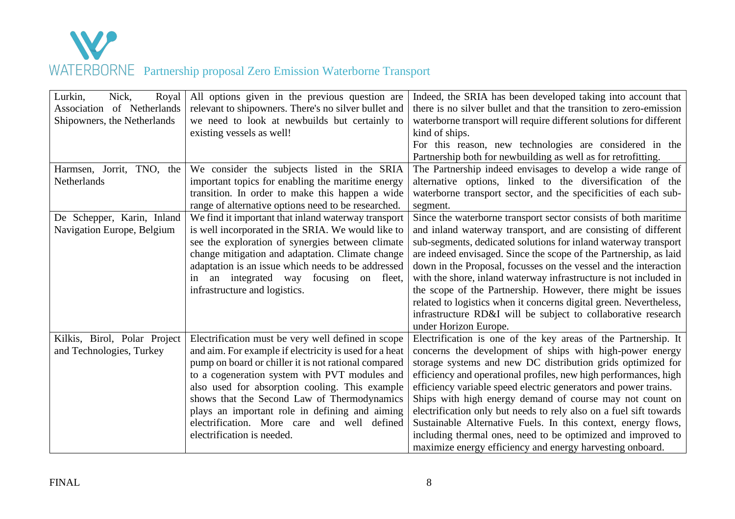| Lurkin, Nick, Royal Association of Netherlands Shipowners, the Netherlands | All options given in the previous question are relevant to shipowners. There's no silver bullet and we need to look at newbuilds but certainly to existing vessels as well! | Indeed, the SRIA has been developed taking into account that there is no silver bullet and that the transition to zero-emission waterborne transport will require different solutions for different kind of ships.<br>For this reason, new technologies are considered in the Partnership both for newbuilding as well as for retrofitting. |
|---|---|---|
| Harmsen, Jorrit, TNO, the Netherlands | We consider the subjects listed in the SRIA important topics for enabling the maritime energy transition. In order to make this happen a wide range of alternative options need to be researched. | The Partnership indeed envisages to develop a wide range of alternative options, linked to the diversification of the waterborne transport sector, and the specificities of each sub-segment. |
| De Schepper, Karin, Inland Navigation Europe, Belgium | We find it important that inland waterway transport is well incorporated in the SRIA. We would like to see the exploration of synergies between climate change mitigation and adaptation. Climate change adaptation is an issue which needs to be addressed in an integrated way focusing on fleet, infrastructure and logistics. | Since the waterborne transport sector consists of both maritime and inland waterway transport, and are consisting of different sub-segments, dedicated solutions for inland waterway transport are indeed envisaged. Since the scope of the Partnership, as laid down in the Proposal, focusses on the vessel and the interaction with the shore, inland waterway infrastructure is not included in the scope of the Partnership. However, there might be issues related to logistics when it concerns digital green. Nevertheless, infrastructure RD&I will be subject to collaborative research under Horizon Europe. |
| Kilkis, Birol, Polar Project and Technologies, Turkey | Electrification must be very well defined in scope and aim. For example if electricity is used for a heat pump on board or chiller it is not rational compared to a cogeneration system with PVT modules and also used for absorption cooling. This example shows that the Second Law of Thermodynamics plays an important role in defining and aiming electrification. More care and well defined electrification is needed. | Electrification is one of the key areas of the Partnership. It concerns the development of ships with high-power energy storage systems and new DC distribution grids optimized for efficiency and operational profiles, new high performances, high efficiency variable speed electric generators and power trains.<br>Ships with high energy demand of course may not count on electrification only but needs to rely also on a fuel sift towards Sustainable Alternative Fuels. In this context, energy flows, including thermal ones, need to be optimized and improved to maximize energy efficiency and energy harvesting onboard. |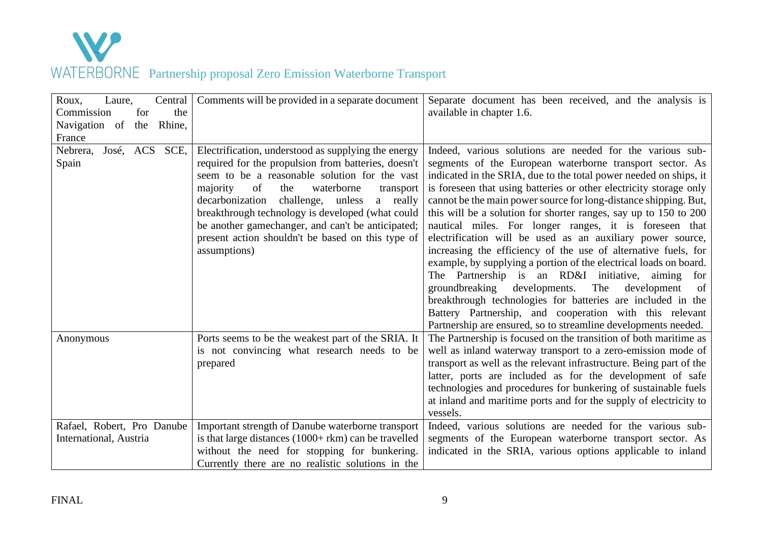| | | |
|---|---|---|
| Roux, Laure, Central Commission for the Navigation of the Rhine, France | Comments will be provided in a separate document | Separate document has been received, and the analysis is available in chapter 1.6. |
| Nebrera, José, ACS SCE, Spain | Electrification, understood as supplying the energy required for the propulsion from batteries, doesn't seem to be a reasonable solution for the vast majority of the waterborne transport decarbonization challenge, unless a really breakthrough technology is developed (what could be another gamechanger, and can't be anticipated; present action shouldn't be based on this type of assumptions) | Indeed, various solutions are needed for the various sub-segments of the European waterborne transport sector. As indicated in the SRIA, due to the total power needed on ships, it is foreseen that using batteries or other electricity storage only cannot be the main power source for long-distance shipping. But, this will be a solution for shorter ranges, say up to 150 to 200 nautical miles. For longer ranges, it is foreseen that electrification will be used as an auxiliary power source, increasing the efficiency of the use of alternative fuels, for example, by supplying a portion of the electrical loads on board. The Partnership is an RD&I initiative, aiming for groundbreaking developments. The development of breakthrough technologies for batteries are included in the Battery Partnership, and cooperation with this relevant Partnership are ensured, so to streamline developments needed. |
| Anonymous | Ports seems to be the weakest part of the SRIA. It is not convincing what research needs to be prepared | The Partnership is focused on the transition of both maritime as well as inland waterway transport to a zero-emission mode of transport as well as the relevant infrastructure. Being part of the latter, ports are included as for the development of safe technologies and procedures for bunkering of sustainable fuels at inland and maritime ports and for the supply of electricity to vessels. |
| Rafael, Robert, Pro Danube International, Austria | Important strength of Danube waterborne transport is that large distances (1000+ rkm) can be travelled without the need for stopping for bunkering. Currently there are no realistic solutions in the | Indeed, various solutions are needed for the various sub-segments of the European waterborne transport sector. As indicated in the SRIA, various options applicable to inland |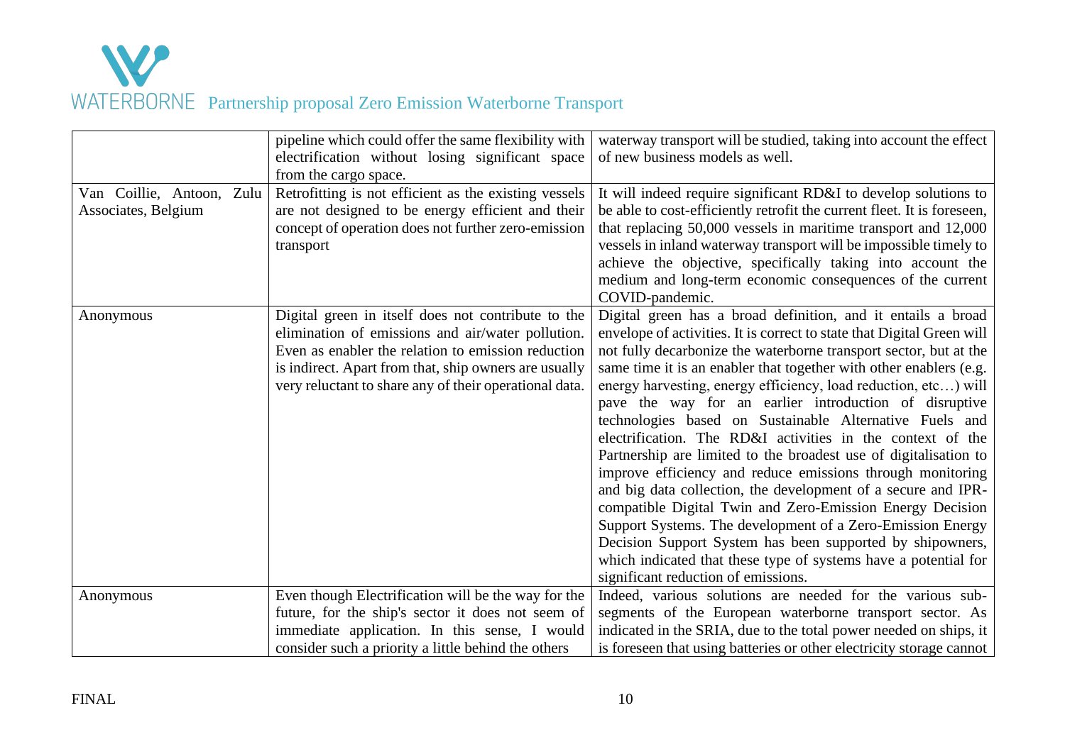| | | |
|---|---|---|
| | pipeline which could offer the same flexibility with electrification without losing significant space from the cargo space. | waterway transport will be studied, taking into account the effect of new business models as well. |
| Van Coillie, Antoon, Zulu Associates, Belgium | Retrofitting is not efficient as the existing vessels are not designed to be energy efficient and their concept of operation does not further zero-emission transport | It will indeed require significant RD&I to develop solutions to be able to cost-efficiently retrofit the current fleet. It is foreseen, that replacing 50,000 vessels in maritime transport and 12,000 vessels in inland waterway transport will be impossible timely to achieve the objective, specifically taking into account the medium and long-term economic consequences of the current COVID-pandemic. |
| Anonymous | Digital green in itself does not contribute to the elimination of emissions and air/water pollution. Even as enabler the relation to emission reduction is indirect. Apart from that, ship owners are usually very reluctant to share any of their operational data. | Digital green has a broad definition, and it entails a broad envelope of activities. It is correct to state that Digital Green will not fully decarbonize the waterborne transport sector, but at the same time it is an enabler that together with other enablers (e.g. energy harvesting, energy efficiency, load reduction, etc…) will pave the way for an earlier introduction of disruptive technologies based on Sustainable Alternative Fuels and electrification. The RD&I activities in the context of the Partnership are limited to the broadest use of digitalisation to improve efficiency and reduce emissions through monitoring and big data collection, the development of a secure and IPR-compatible Digital Twin and Zero-Emission Energy Decision Support Systems. The development of a Zero-Emission Energy Decision Support System has been supported by shipowners, which indicated that these type of systems have a potential for significant reduction of emissions. |
| Anonymous | Even though Electrification will be the way for the future, for the ship's sector it does not seem of immediate application. In this sense, I would consider such a priority a little behind the others | Indeed, various solutions are needed for the various sub-segments of the European waterborne transport sector. As indicated in the SRIA, due to the total power needed on ships, it is foreseen that using batteries or other electricity storage cannot |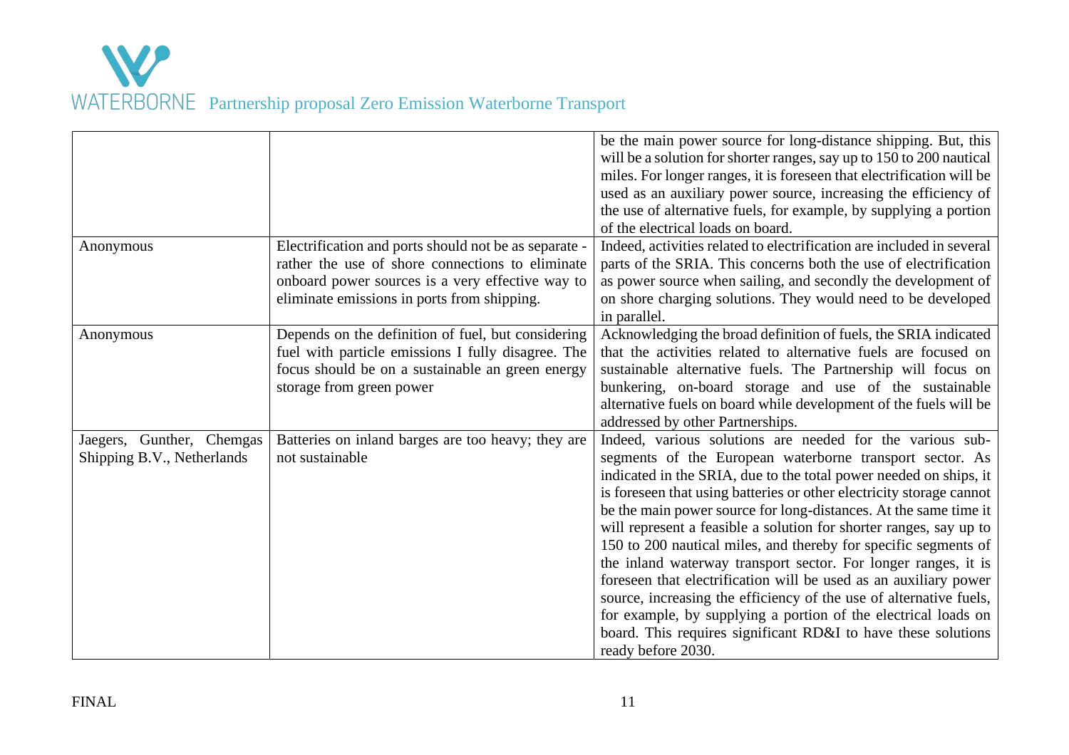| | | |
|---|---|---|
| | | be the main power source for long-distance shipping. But, this will be a solution for shorter ranges, say up to 150 to 200 nautical miles. For longer ranges, it is foreseen that electrification will be used as an auxiliary power source, increasing the efficiency of the use of alternative fuels, for example, by supplying a portion of the electrical loads on board. |
| Anonymous | Electrification and ports should not be as separate - rather the use of shore connections to eliminate onboard power sources is a very effective way to eliminate emissions in ports from shipping. | Indeed, activities related to electrification are included in several parts of the SRIA. This concerns both the use of electrification as power source when sailing, and secondly the development of on shore charging solutions. They would need to be developed in parallel. |
| Anonymous | Depends on the definition of fuel, but considering fuel with particle emissions I fully disagree. The focus should be on a sustainable an green energy storage from green power | Acknowledging the broad definition of fuels, the SRIA indicated that the activities related to alternative fuels are focused on sustainable alternative fuels. The Partnership will focus on bunkering, on-board storage and use of the sustainable alternative fuels on board while development of the fuels will be addressed by other Partnerships. |
| Jaegers, Gunther, Chemgas Shipping B.V., Netherlands | Batteries on inland barges are too heavy; they are not sustainable | Indeed, various solutions are needed for the various sub-segments of the European waterborne transport sector. As indicated in the SRIA, due to the total power needed on ships, it is foreseen that using batteries or other electricity storage cannot be the main power source for long-distances. At the same time it will represent a feasible a solution for shorter ranges, say up to 150 to 200 nautical miles, and thereby for specific segments of the inland waterway transport sector. For longer ranges, it is foreseen that electrification will be used as an auxiliary power source, increasing the efficiency of the use of alternative fuels, for example, by supplying a portion of the electrical loads on board. This requires significant RD&I to have these solutions ready before 2030. |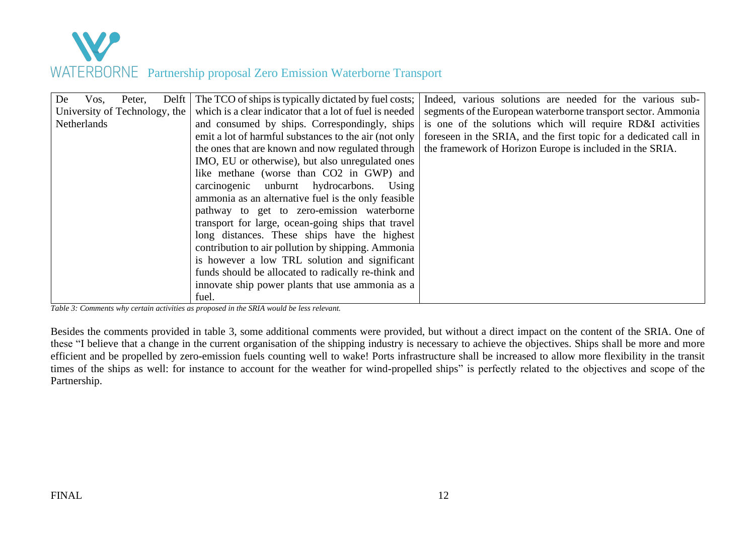| | | |
|---|---|---|
| De Vos, Peter, Delft University of Technology, the Netherlands | The TCO of ships is typically dictated by fuel costs; which is a clear indicator that a lot of fuel is needed and consumed by ships. Correspondingly, ships emit a lot of harmful substances to the air (not only the ones that are known and now regulated through IMO, EU or otherwise), but also unregulated ones like methane (worse than $CO_2$ in GWP) and carcinogenic unburnt hydrocarbons. Using ammonia as an alternative fuel is the only feasible pathway to get to zero-emission waterborne transport for large, ocean-going ships that travel long distances. These ships have the highest contribution to air pollution by shipping. Ammonia is however a low TRL solution and significant funds should be allocated to radically re-think and innovate ship power plants that use ammonia as a fuel. | Indeed, various solutions are needed for the various sub-segments of the European waterborne transport sector. Ammonia is one of the solutions which will require RD&I activities foreseen in the SRIA, and the first topic for a dedicated call in the framework of Horizon Europe is included in the SRIA. |

*Table 3: Comments why certain activities as proposed in the SRIA would be less relevant.*

Besides the comments provided in table 3, some additional comments were provided, but without a direct impact on the content of the SRIA. One of these "I believe that a change in the current organisation of the shipping industry is necessary to achieve the objectives. Ships shall be more and more efficient and be propelled by zero-emission fuels counting well to wake! Ports infrastructure shall be increased to allow more flexibility in the transit times of the ships as well: for instance to account for the weather for wind-propelled ships" is perfectly related to the objectives and scope of the Partnership.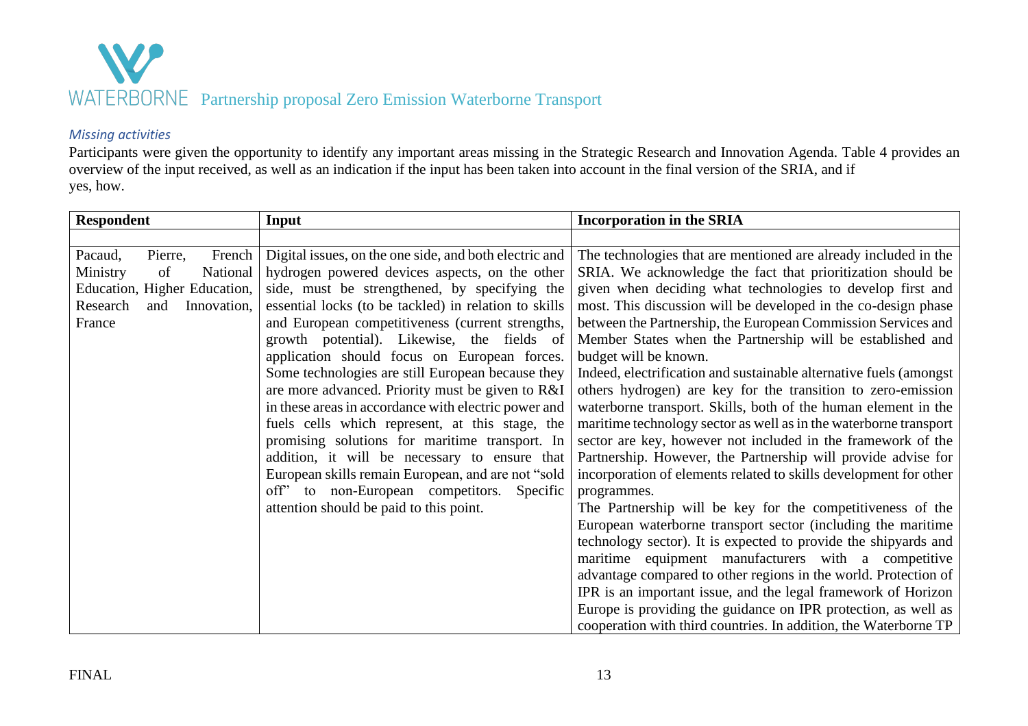*Missing activities*

Participants were given the opportunity to identify any important areas missing in the Strategic Research and Innovation Agenda. Table 4 provides an overview of the input received, as well as an indication if the input has been taken into account in the final version of the SRIA, and if yes, how.

| Respondent | Input | Incorporation in the SRIA |
|---|---|---|
| | | |
| Pacaud, Pierre, French Ministry of National Education, Higher Education, Research and Innovation, France | Digital issues, on the one side, and both electric and hydrogen powered devices aspects, on the other side, must be strengthened, by specifying the essential locks (to be tackled) in relation to skills and European competitiveness (current strengths, growth potential). Likewise, the fields of application should focus on European forces. Some technologies are still European because they are more advanced. Priority must be given to R&I in these areas in accordance with electric power and fuels cells which represent, at this stage, the promising solutions for maritime transport. In addition, it will be necessary to ensure that European skills remain European, and are not "sold off" to non-European competitors. Specific attention should be paid to this point. | The technologies that are mentioned are already included in the SRIA. We acknowledge the fact that prioritization should be given when deciding what technologies to develop first and most. This discussion will be developed in the co-design phase between the Partnership, the European Commission Services and Member States when the Partnership will be established and budget will be known.<br>Indeed, electrification and sustainable alternative fuels (amongst others hydrogen) are key for the transition to zero-emission waterborne transport. Skills, both of the human element in the maritime technology sector as well as in the waterborne transport sector are key, however not included in the framework of the Partnership. However, the Partnership will provide advise for incorporation of elements related to skills development for other programmes.<br>The Partnership will be key for the competitiveness of the European waterborne transport sector (including the maritime technology sector). It is expected to provide the shipyards and maritime equipment manufacturers with a competitive advantage compared to other regions in the world. Protection of IPR is an important issue, and the legal framework of Horizon Europe is providing the guidance on IPR protection, as well as cooperation with third countries. In addition, the Waterborne TP |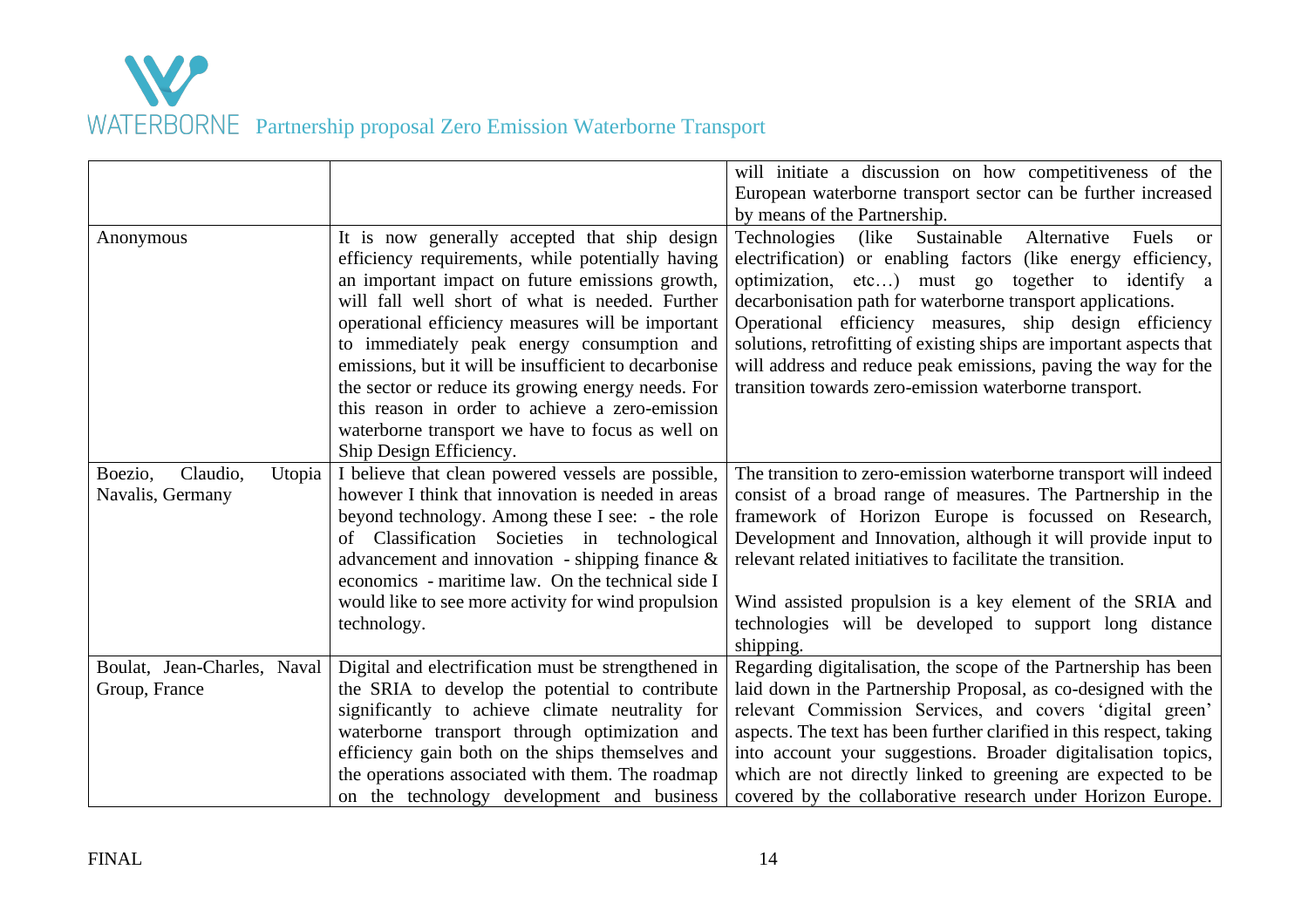| | | |
|---|---|---|
| | | will initiate a discussion on how competitiveness of the European waterborne transport sector can be further increased by means of the Partnership. |
| Anonymous | It is now generally accepted that ship design efficiency requirements, while potentially having an important impact on future emissions growth, will fall well short of what is needed. Further operational efficiency measures will be important to immediately peak energy consumption and emissions, but it will be insufficient to decarbonise the sector or reduce its growing energy needs. For this reason in order to achieve a zero-emission waterborne transport we have to focus as well on Ship Design Efficiency. | Technologies (like Sustainable Alternative Fuels or electrification) or enabling factors (like energy efficiency, optimization, etc…) must go together to identify a decarbonisation path for waterborne transport applications. Operational efficiency measures, ship design efficiency solutions, retrofitting of existing ships are important aspects that will address and reduce peak emissions, paving the way for the transition towards zero-emission waterborne transport. |
| Boezio, Claudio, Utopia Navalis, Germany | I believe that clean powered vessels are possible, however I think that innovation is needed in areas beyond technology. Among these I see: - the role of Classification Societies in technological advancement and innovation - shipping finance & economics - maritime law. On the technical side I would like to see more activity for wind propulsion technology. | The transition to zero-emission waterborne transport will indeed consist of a broad range of measures. The Partnership in the framework of Horizon Europe is focussed on Research, Development and Innovation, although it will provide input to relevant related initiatives to facilitate the transition.<br><br>Wind assisted propulsion is a key element of the SRIA and technologies will be developed to support long distance shipping. |
| Boulat, Jean-Charles, Naval Group, France | Digital and electrification must be strengthened in the SRIA to develop the potential to contribute significantly to achieve climate neutrality for waterborne transport through optimization and efficiency gain both on the ships themselves and the operations associated with them. The roadmap on the technology development and business | Regarding digitalisation, the scope of the Partnership has been laid down in the Partnership Proposal, as co-designed with the relevant Commission Services, and covers 'digital green' aspects. The text has been further clarified in this respect, taking into account your suggestions. Broader digitalisation topics, which are not directly linked to greening are expected to be covered by the collaborative research under Horizon Europe. |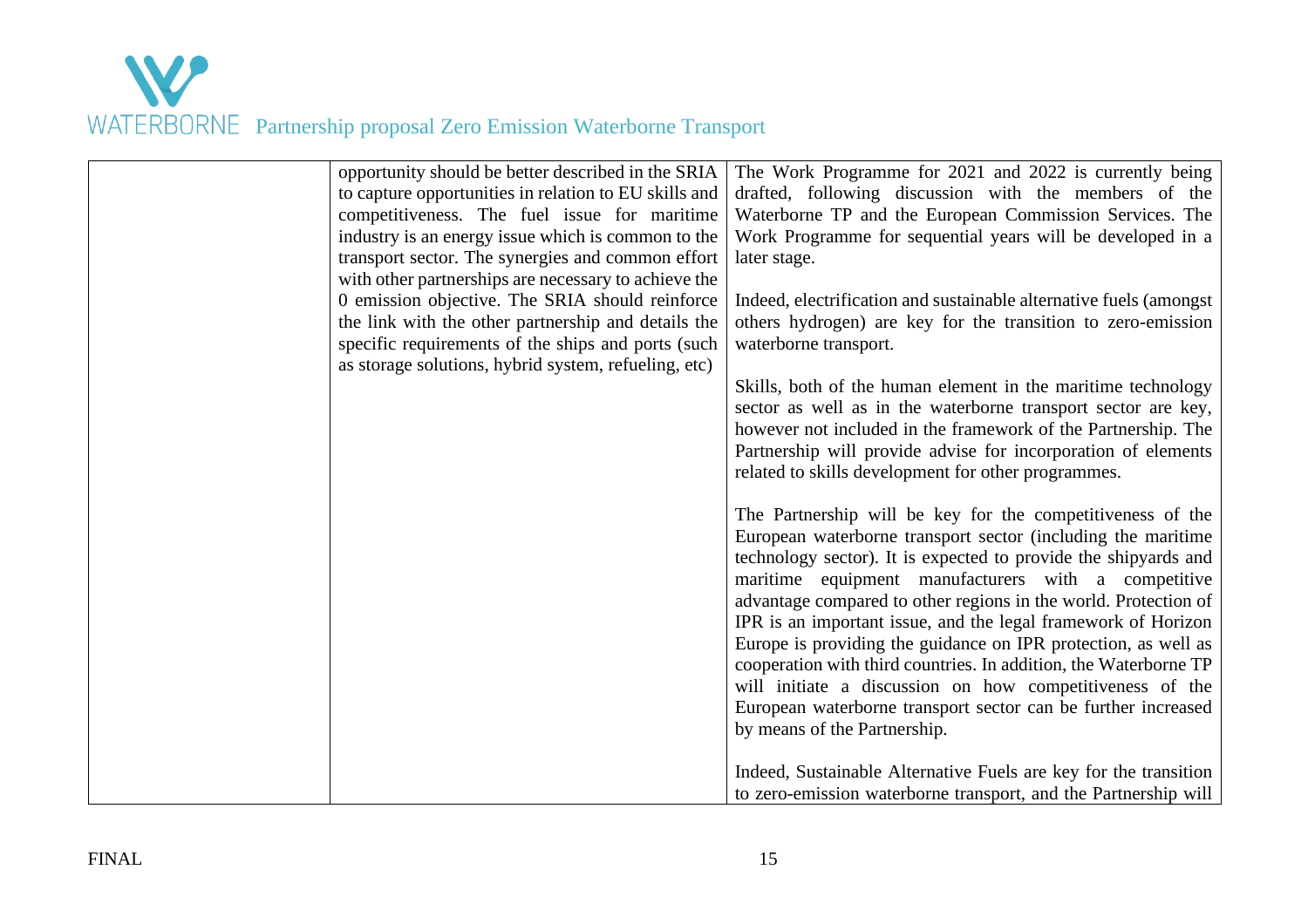| | | |
|---|---|---|
| | opportunity should be better described in the SRIA to capture opportunities in relation to EU skills and competitiveness. The fuel issue for maritime industry is an energy issue which is common to the transport sector. The synergies and common effort with other partnerships are necessary to achieve the 0 emission objective. The SRIA should reinforce the link with the other partnership and details the specific requirements of the ships and ports (such as storage solutions, hybrid system, refueling, etc) | The Work Programme for 2021 and 2022 is currently being drafted, following discussion with the members of the Waterborne TP and the European Commission Services. The Work Programme for sequential years will be developed in a later stage.<br><br>Indeed, electrification and sustainable alternative fuels (amongst others hydrogen) are key for the transition to zero-emission waterborne transport.<br><br>Skills, both of the human element in the maritime technology sector as well as in the waterborne transport sector are key, however not included in the framework of the Partnership. The Partnership will provide advise for incorporation of elements related to skills development for other programmes.<br><br>The Partnership will be key for the competitiveness of the European waterborne transport sector (including the maritime technology sector). It is expected to provide the shipyards and maritime equipment manufacturers with a competitive advantage compared to other regions in the world. Protection of IPR is an important issue, and the legal framework of Horizon Europe is providing the guidance on IPR protection, as well as cooperation with third countries. In addition, the Waterborne TP will initiate a discussion on how competitiveness of the European waterborne transport sector can be further increased by means of the Partnership.<br><br>Indeed, Sustainable Alternative Fuels are key for the transition to zero-emission waterborne transport, and the Partnership will |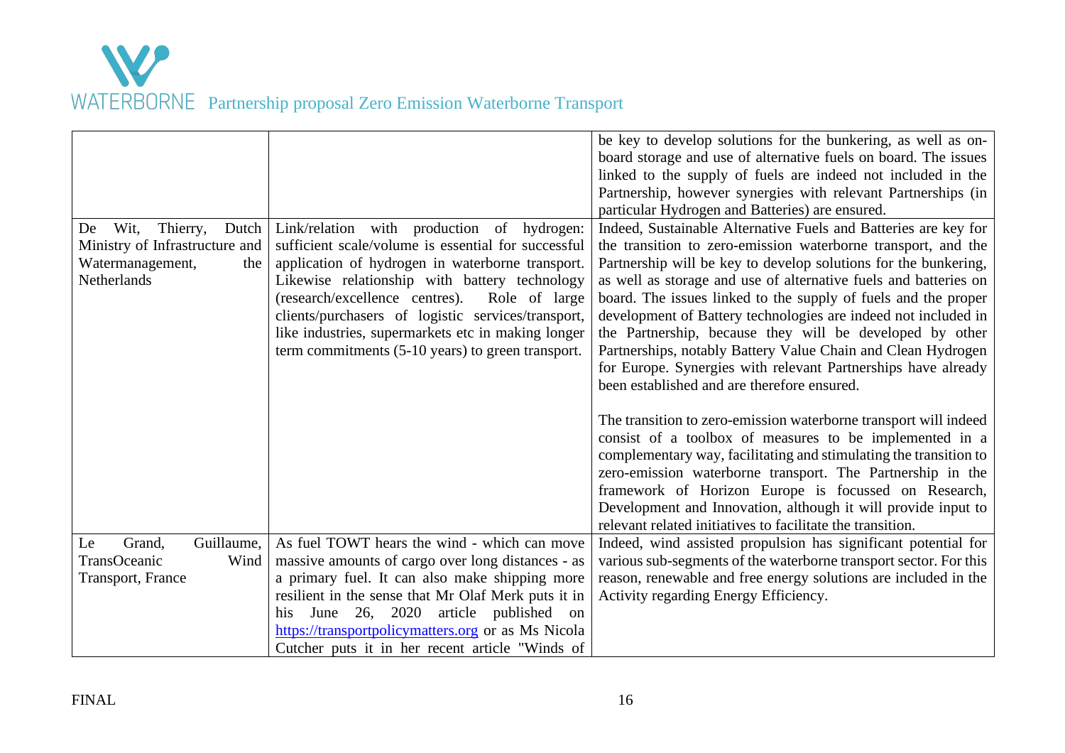| | | |
|---|---|---|
| | | be key to develop solutions for the bunkering, as well as on-board storage and use of alternative fuels on board. The issues linked to the supply of fuels are indeed not included in the Partnership, however synergies with relevant Partnerships (in particular Hydrogen and Batteries) are ensured. |
| De Wit, Thierry, Dutch Ministry of Infrastructure and Watermanagement, the Netherlands | Link/relation with production of hydrogen: sufficient scale/volume is essential for successful application of hydrogen in waterborne transport. Likewise relationship with battery technology (research/excellence centres). Role of large clients/purchasers of logistic services/transport, like industries, supermarkets etc in making longer term commitments (5-10 years) to green transport. | Indeed, Sustainable Alternative Fuels and Batteries are key for the transition to zero-emission waterborne transport, and the Partnership will be key to develop solutions for the bunkering, as well as storage and use of alternative fuels and batteries on board. The issues linked to the supply of fuels and the proper development of Battery technologies are indeed not included in the Partnership, because they will be developed by other Partnerships, notably Battery Value Chain and Clean Hydrogen for Europe. Synergies with relevant Partnerships have already been established and are therefore ensured.<br><br>The transition to zero-emission waterborne transport will indeed consist of a toolbox of measures to be implemented in a complementary way, facilitating and stimulating the transition to zero-emission waterborne transport. The Partnership in the framework of Horizon Europe is focussed on Research, Development and Innovation, although it will provide input to relevant related initiatives to facilitate the transition. |
| Le Grand, Guillaume, TransOceanic Wind Transport, France | As fuel TOWT hears the wind - which can move massive amounts of cargo over long distances - as a primary fuel. It can also make shipping more resilient in the sense that Mr Olaf Merk puts it in his June 26, 2020 article published on https://transportpolicymatters.org or as Ms Nicola Cutcher puts it in her recent article "Winds of | Indeed, wind assisted propulsion has significant potential for various sub-segments of the waterborne transport sector. For this reason, renewable and free energy solutions are included in the Activity regarding Energy Efficiency. |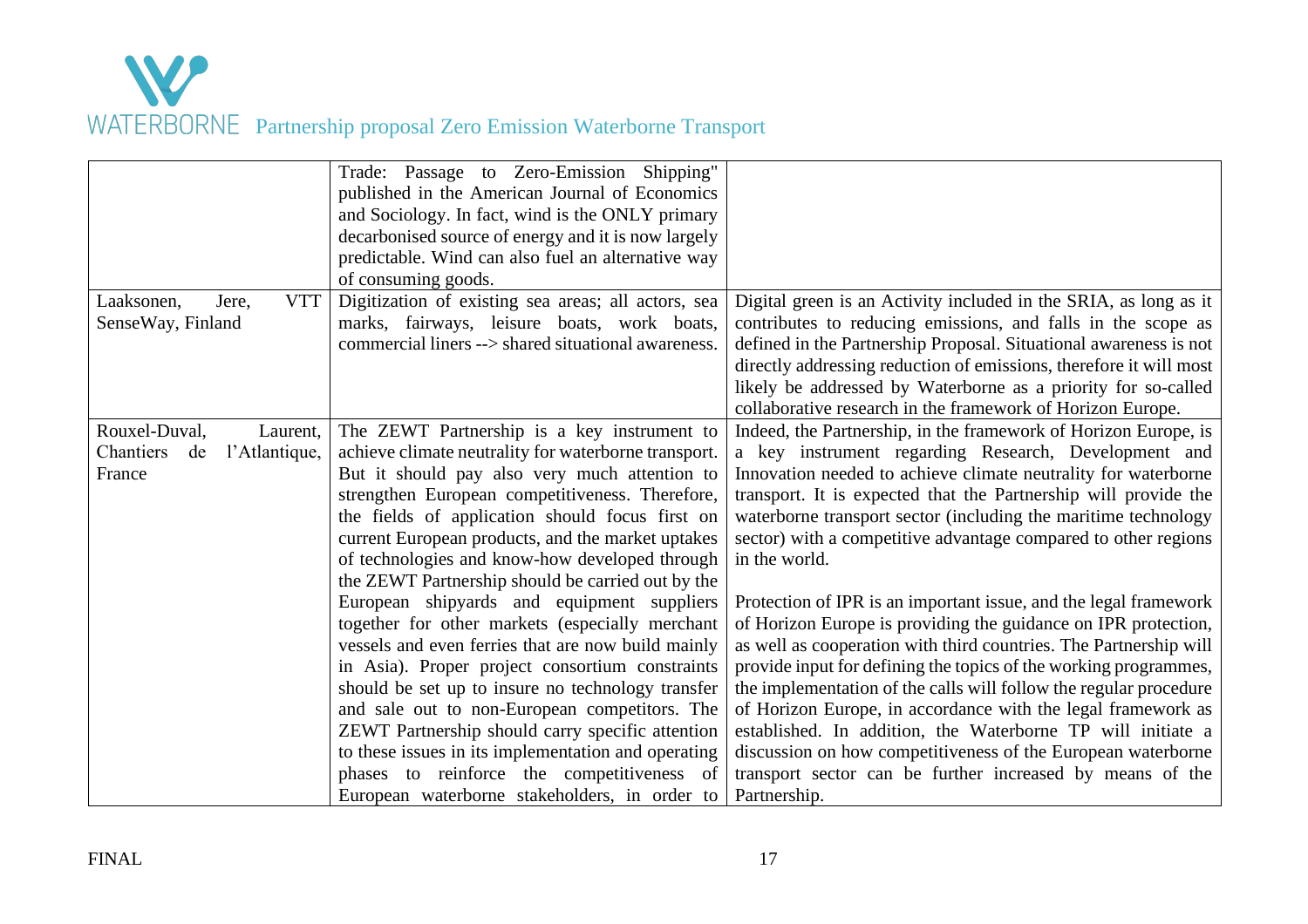| | | |
|---|---|---|
| | Trade: Passage to Zero-Emission Shipping" published in the American Journal of Economics and Sociology. In fact, wind is the ONLY primary decarbonised source of energy and it is now largely predictable. Wind can also fuel an alternative way of consuming goods. | |
| Laaksonen, Jere, VTT SenseWay, Finland | Digitization of existing sea areas; all actors, sea marks, fairways, leisure boats, work boats, commercial liners --> shared situational awareness. | Digital green is an Activity included in the SRIA, as long as it contributes to reducing emissions, and falls in the scope as defined in the Partnership Proposal. Situational awareness is not directly addressing reduction of emissions, therefore it will most likely be addressed by Waterborne as a priority for so-called collaborative research in the framework of Horizon Europe. |
| Rouxel-Duval, Laurent, Chantiers de l'Atlantique, France | The ZEWT Partnership is a key instrument to achieve climate neutrality for waterborne transport. But it should pay also very much attention to strengthen European competitiveness. Therefore, the fields of application should focus first on current European products, and the market uptakes of technologies and know-how developed through the ZEWT Partnership should be carried out by the European shipyards and equipment suppliers together for other markets (especially merchant vessels and even ferries that are now build mainly in Asia). Proper project consortium constraints should be set up to insure no technology transfer and sale out to non-European competitors. The ZEWT Partnership should carry specific attention to these issues in its implementation and operating phases to reinforce the competitiveness of European waterborne stakeholders, in order to | Indeed, the Partnership, in the framework of Horizon Europe, is a key instrument regarding Research, Development and Innovation needed to achieve climate neutrality for waterborne transport. It is expected that the Partnership will provide the waterborne transport sector (including the maritime technology sector) with a competitive advantage compared to other regions in the world.<br><br>Protection of IPR is an important issue, and the legal framework of Horizon Europe is providing the guidance on IPR protection, as well as cooperation with third countries. The Partnership will provide input for defining the topics of the working programmes, the implementation of the calls will follow the regular procedure of Horizon Europe, in accordance with the legal framework as established. In addition, the Waterborne TP will initiate a discussion on how competitiveness of the European waterborne transport sector can be further increased by means of the Partnership. |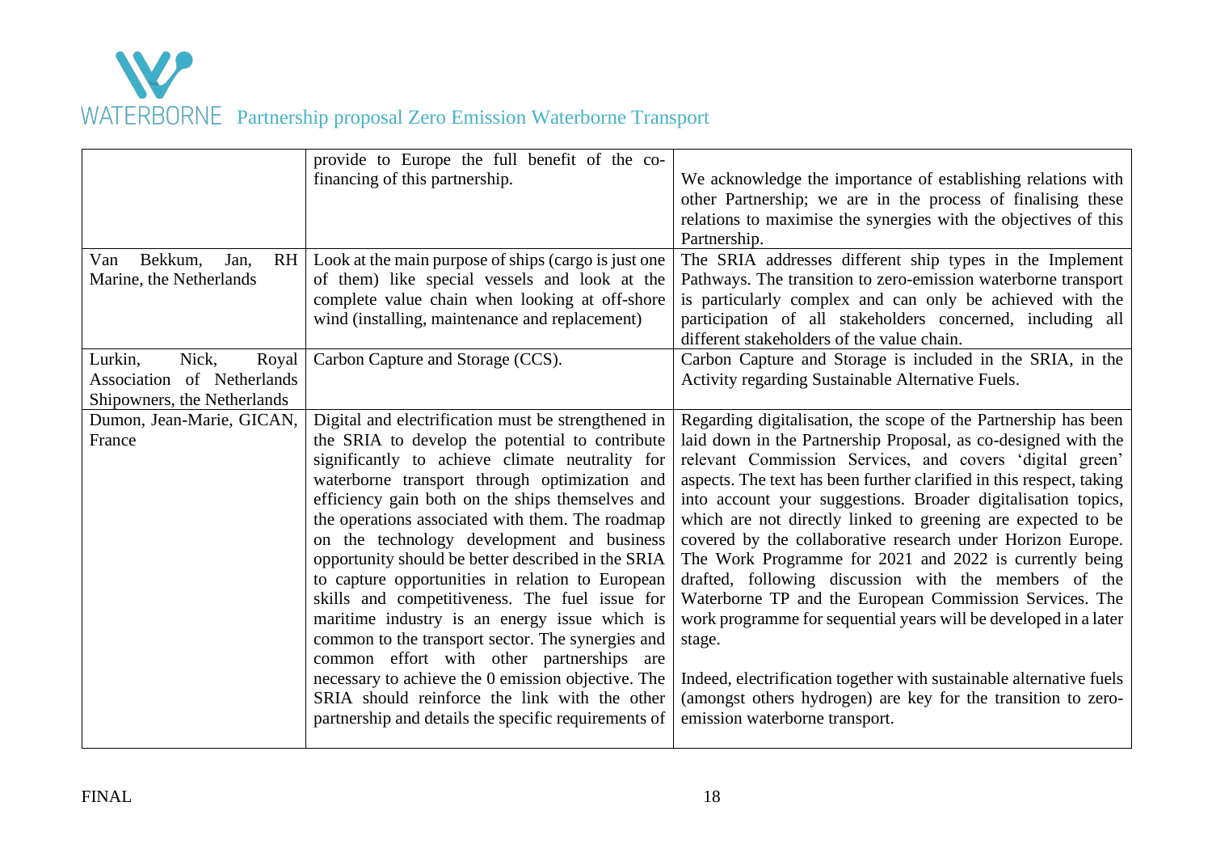|  |  |  |
|---|---|---|
|  | provide to Europe the full benefit of the co-financing of this partnership. | We acknowledge the importance of establishing relations with other Partnership; we are in the process of finalising these relations to maximise the synergies with the objectives of this Partnership. |
| Van Bekkum, Jan, RH Marine, the Netherlands | Look at the main purpose of ships (cargo is just one of them) like special vessels and look at the complete value chain when looking at off-shore wind (installing, maintenance and replacement) | The SRIA addresses different ship types in the Implement Pathways. The transition to zero-emission waterborne transport is particularly complex and can only be achieved with the participation of all stakeholders concerned, including all different stakeholders of the value chain. |
| Lurkin, Nick, Royal Association of Netherlands Shipowners, the Netherlands | Carbon Capture and Storage (CCS). | Carbon Capture and Storage is included in the SRIA, in the Activity regarding Sustainable Alternative Fuels. |
| Dumon, Jean-Marie, GICAN, France | Digital and electrification must be strengthened in the SRIA to develop the potential to contribute significantly to achieve climate neutrality for waterborne transport through optimization and efficiency gain both on the ships themselves and the operations associated with them. The roadmap on the technology development and business opportunity should be better described in the SRIA to capture opportunities in relation to European skills and competitiveness. The fuel issue for maritime industry is an energy issue which is common to the transport sector. The synergies and common effort with other partnerships are necessary to achieve the 0 emission objective. The SRIA should reinforce the link with the other partnership and details the specific requirements of | Regarding digitalisation, the scope of the Partnership has been laid down in the Partnership Proposal, as co-designed with the relevant Commission Services, and covers 'digital green' aspects. The text has been further clarified in this respect, taking into account your suggestions. Broader digitalisation topics, which are not directly linked to greening are expected to be covered by the collaborative research under Horizon Europe. The Work Programme for 2021 and 2022 is currently being drafted, following discussion with the members of the Waterborne TP and the European Commission Services. The work programme for sequential years will be developed in a later stage.<br><br>Indeed, electrification together with sustainable alternative fuels (amongst others hydrogen) are key for the transition to zero-emission waterborne transport. |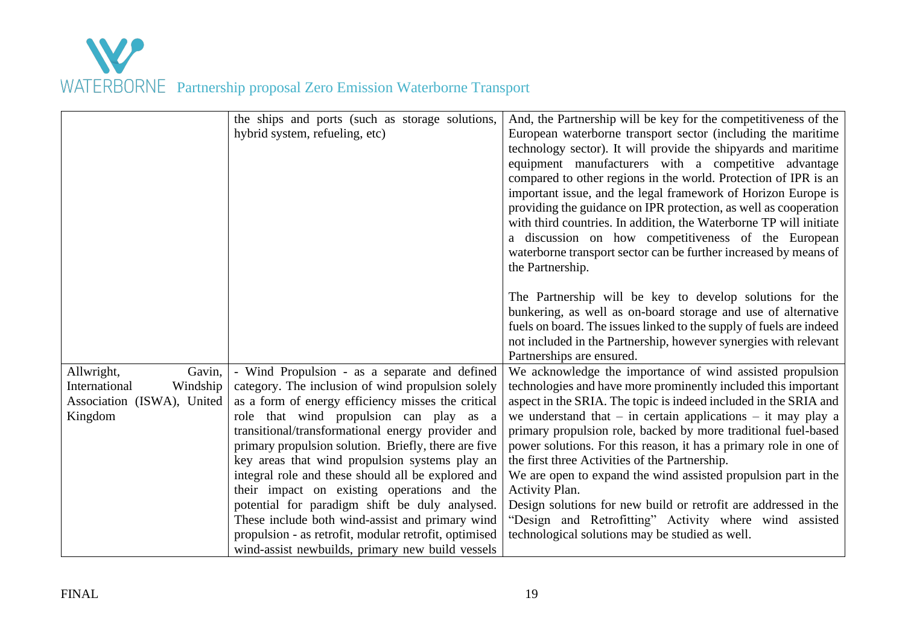| | | |
|---|---|---|
| | the ships and ports (such as storage solutions, hybrid system, refueling, etc) | And, the Partnership will be key for the competitiveness of the European waterborne transport sector (including the maritime technology sector). It will provide the shipyards and maritime equipment manufacturers with a competitive advantage compared to other regions in the world. Protection of IPR is an important issue, and the legal framework of Horizon Europe is providing the guidance on IPR protection, as well as cooperation with third countries. In addition, the Waterborne TP will initiate a discussion on how competitiveness of the European waterborne transport sector can be further increased by means of the Partnership.<br><br>The Partnership will be key to develop solutions for the bunkering, as well as on-board storage and use of alternative fuels on board. The issues linked to the supply of fuels are indeed not included in the Partnership, however synergies with relevant Partnerships are ensured. |
| Allwright, Gavin, International Windship Association (ISWA), United Kingdom | - Wind Propulsion - as a separate and defined category. The inclusion of wind propulsion solely as a form of energy efficiency misses the critical role that wind propulsion can play as a transitional/transformational energy provider and primary propulsion solution. Briefly, there are five key areas that wind propulsion systems play an integral role and these should all be explored and their impact on existing operations and the potential for paradigm shift be duly analysed. These include both wind-assist and primary wind propulsion - as retrofit, modular retrofit, optimised wind-assist newbuilds, primary new build vessels | We acknowledge the importance of wind assisted propulsion technologies and have more prominently included this important aspect in the SRIA. The topic is indeed included in the SRIA and we understand that – in certain applications – it may play a primary propulsion role, backed by more traditional fuel-based power solutions. For this reason, it has a primary role in one of the first three Activities of the Partnership.<br>We are open to expand the wind assisted propulsion part in the Activity Plan.<br>Design solutions for new build or retrofit are addressed in the "Design and Retrofitting" Activity where wind assisted technological solutions may be studied as well. |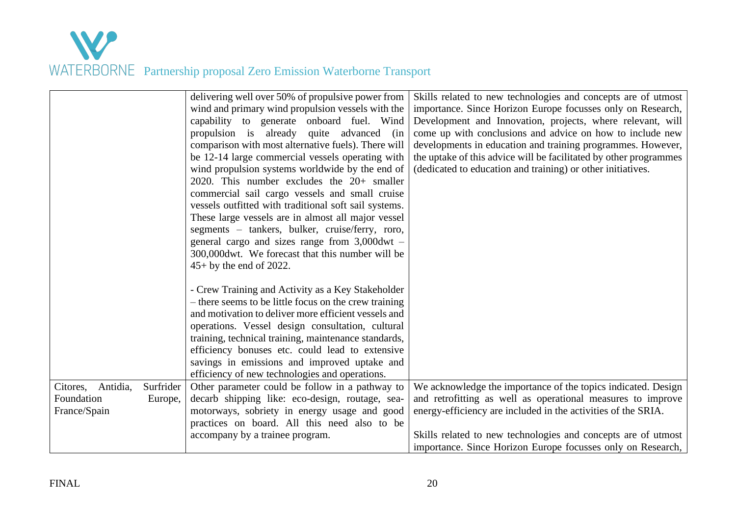| | | |
|---|---|---|
| | delivering well over 50% of propulsive power from wind and primary wind propulsion vessels with the capability to generate onboard fuel. Wind propulsion is already quite advanced (in comparison with most alternative fuels). There will be 12-14 large commercial vessels operating with wind propulsion systems worldwide by the end of 2020. This number excludes the 20+ smaller commercial sail cargo vessels and small cruise vessels outfitted with traditional soft sail systems. These large vessels are in almost all major vessel segments – tankers, bulker, cruise/ferry, roro, general cargo and sizes range from 3,000dwt – 300,000dwt. We forecast that this number will be 45+ by the end of 2022.<br><br>- Crew Training and Activity as a Key Stakeholder – there seems to be little focus on the crew training and motivation to deliver more efficient vessels and operations. Vessel design consultation, cultural training, technical training, maintenance standards, efficiency bonuses etc. could lead to extensive savings in emissions and improved uptake and efficiency of new technologies and operations. | Skills related to new technologies and concepts are of utmost importance. Since Horizon Europe focusses only on Research, Development and Innovation, projects, where relevant, will come up with conclusions and advice on how to include new developments in education and training programmes. However, the uptake of this advice will be facilitated by other programmes (dedicated to education and training) or other initiatives. |
| Citores, Antidia, Surfrider Foundation Europe, France/Spain | Other parameter could be follow in a pathway to decarb shipping like: eco-design, routage, sea-motorways, sobriety in energy usage and good practices on board. All this need also to be accompany by a trainee program. | We acknowledge the importance of the topics indicated. Design and retrofitting as well as operational measures to improve energy-efficiency are included in the activities of the SRIA.<br><br>Skills related to new technologies and concepts are of utmost importance. Since Horizon Europe focusses only on Research, |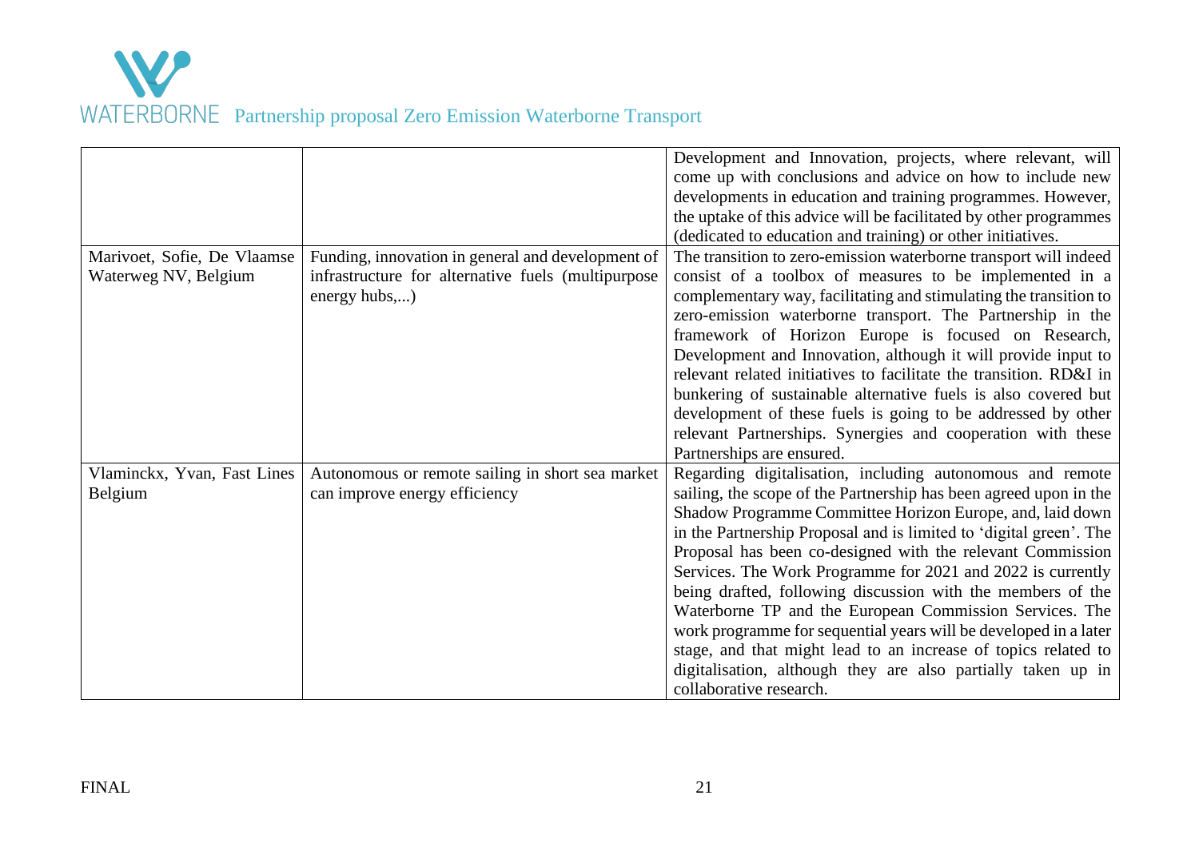| | | |
|---|---|---|
| | | Development and Innovation, projects, where relevant, will come up with conclusions and advice on how to include new developments in education and training programmes. However, the uptake of this advice will be facilitated by other programmes (dedicated to education and training) or other initiatives. |
| Marivoet, Sofie, De Vlaamse Waterweg NV, Belgium | Funding, innovation in general and development of infrastructure for alternative fuels (multipurpose energy hubs,...) | The transition to zero-emission waterborne transport will indeed consist of a toolbox of measures to be implemented in a complementary way, facilitating and stimulating the transition to zero-emission waterborne transport. The Partnership in the framework of Horizon Europe is focused on Research, Development and Innovation, although it will provide input to relevant related initiatives to facilitate the transition. RD&I in bunkering of sustainable alternative fuels is also covered but development of these fuels is going to be addressed by other relevant Partnerships. Synergies and cooperation with these Partnerships are ensured. |
| Vlaminckx, Yvan, Fast Lines Belgium | Autonomous or remote sailing in short sea market can improve energy efficiency | Regarding digitalisation, including autonomous and remote sailing, the scope of the Partnership has been agreed upon in the Shadow Programme Committee Horizon Europe, and, laid down in the Partnership Proposal and is limited to 'digital green'. The Proposal has been co-designed with the relevant Commission Services. The Work Programme for 2021 and 2022 is currently being drafted, following discussion with the members of the Waterborne TP and the European Commission Services. The work programme for sequential years will be developed in a later stage, and that might lead to an increase of topics related to digitalisation, although they are also partially taken up in collaborative research. |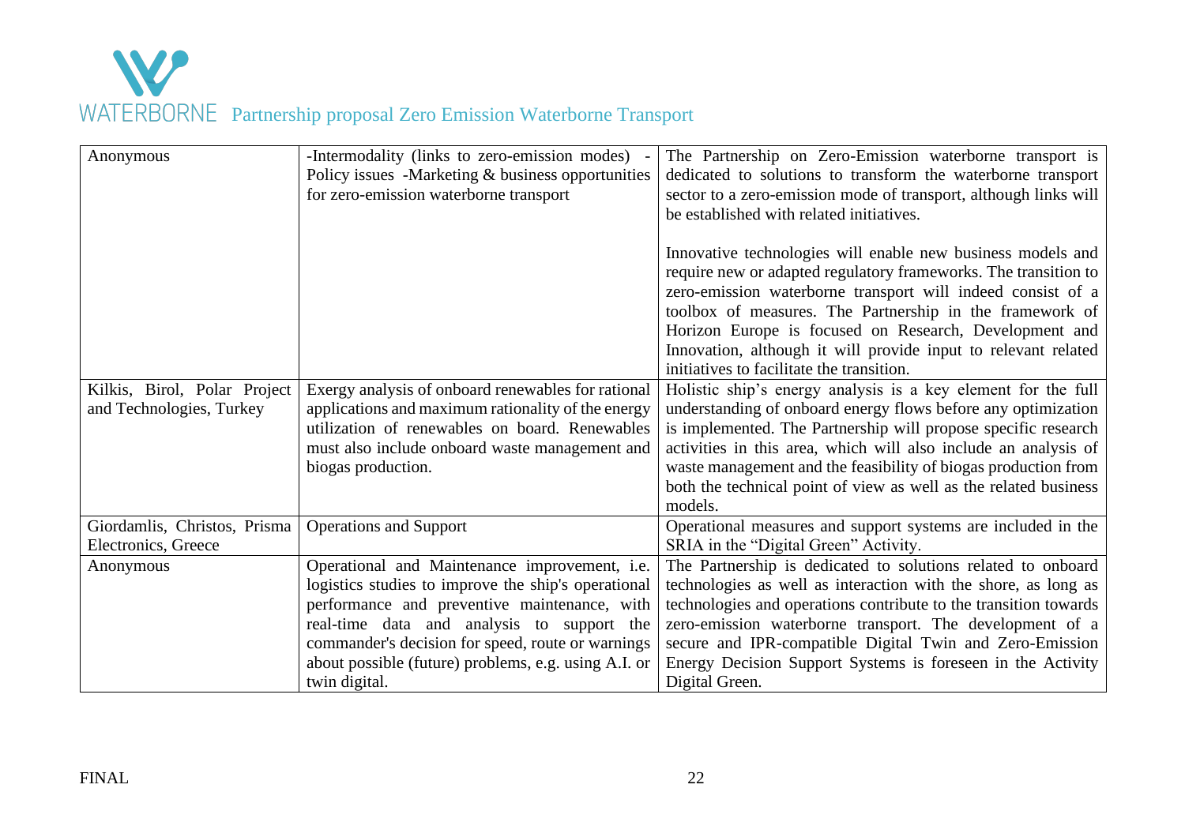| | | |
|---|---|---|
| Anonymous | -Intermodality (links to zero-emission modes) - Policy issues -Marketing & business opportunities for zero-emission waterborne transport | The Partnership on Zero-Emission waterborne transport is dedicated to solutions to transform the waterborne transport sector to a zero-emission mode of transport, although links will be established with related initiatives.<br><br>Innovative technologies will enable new business models and require new or adapted regulatory frameworks. The transition to zero-emission waterborne transport will indeed consist of a toolbox of measures. The Partnership in the framework of Horizon Europe is focused on Research, Development and Innovation, although it will provide input to relevant related initiatives to facilitate the transition. |
| Kilkis, Birol, Polar Project and Technologies, Turkey | Exergy analysis of onboard renewables for rational applications and maximum rationality of the energy utilization of renewables on board. Renewables must also include onboard waste management and biogas production. | Holistic ship's energy analysis is a key element for the full understanding of onboard energy flows before any optimization is implemented. The Partnership will propose specific research activities in this area, which will also include an analysis of waste management and the feasibility of biogas production from both the technical point of view as well as the related business models. |
| Giordamlis, Christos, Prisma Electronics, Greece | Operations and Support | Operational measures and support systems are included in the SRIA in the "Digital Green" Activity. |
| Anonymous | Operational and Maintenance improvement, i.e. logistics studies to improve the ship's operational performance and preventive maintenance, with real-time data and analysis to support the commander's decision for speed, route or warnings about possible (future) problems, e.g. using A.I. or twin digital. | The Partnership is dedicated to solutions related to onboard technologies as well as interaction with the shore, as long as technologies and operations contribute to the transition towards zero-emission waterborne transport. The development of a secure and IPR-compatible Digital Twin and Zero-Emission Energy Decision Support Systems is foreseen in the Activity Digital Green. |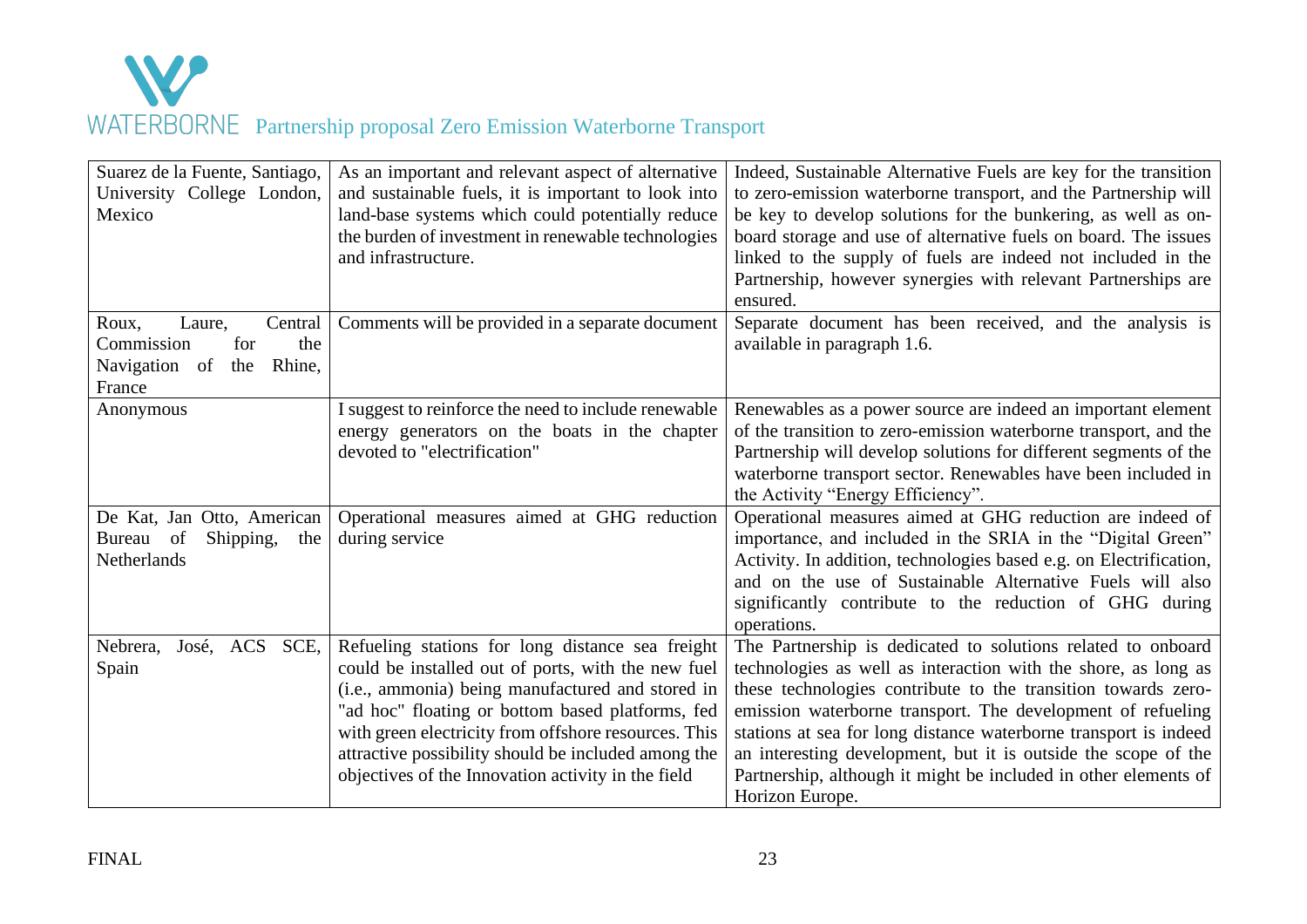| | | |
|---|---|---|
| Suarez de la Fuente, Santiago, University College London, Mexico | As an important and relevant aspect of alternative and sustainable fuels, it is important to look into land-base systems which could potentially reduce the burden of investment in renewable technologies and infrastructure. | Indeed, Sustainable Alternative Fuels are key for the transition to zero-emission waterborne transport, and the Partnership will be key to develop solutions for the bunkering, as well as on-board storage and use of alternative fuels on board. The issues linked to the supply of fuels are indeed not included in the Partnership, however synergies with relevant Partnerships are ensured. |
| Roux, Laure, Central Commission for the Navigation of the Rhine, France | Comments will be provided in a separate document | Separate document has been received, and the analysis is available in paragraph 1.6. |
| Anonymous | I suggest to reinforce the need to include renewable energy generators on the boats in the chapter devoted to "electrification" | Renewables as a power source are indeed an important element of the transition to zero-emission waterborne transport, and the Partnership will develop solutions for different segments of the waterborne transport sector. Renewables have been included in the Activity "Energy Efficiency". |
| De Kat, Jan Otto, American Bureau of Shipping, the Netherlands | Operational measures aimed at GHG reduction during service | Operational measures aimed at GHG reduction are indeed of importance, and included in the SRIA in the "Digital Green" Activity. In addition, technologies based e.g. on Electrification, and on the use of Sustainable Alternative Fuels will also significantly contribute to the reduction of GHG during operations. |
| Nebrera, José, ACS SCE, Spain | Refueling stations for long distance sea freight could be installed out of ports, with the new fuel (i.e., ammonia) being manufactured and stored in "ad hoc" floating or bottom based platforms, fed with green electricity from offshore resources. This attractive possibility should be included among the objectives of the Innovation activity in the field | The Partnership is dedicated to solutions related to onboard technologies as well as interaction with the shore, as long as these technologies contribute to the transition towards zero-emission waterborne transport. The development of refueling stations at sea for long distance waterborne transport is indeed an interesting development, but it is outside the scope of the Partnership, although it might be included in other elements of Horizon Europe. |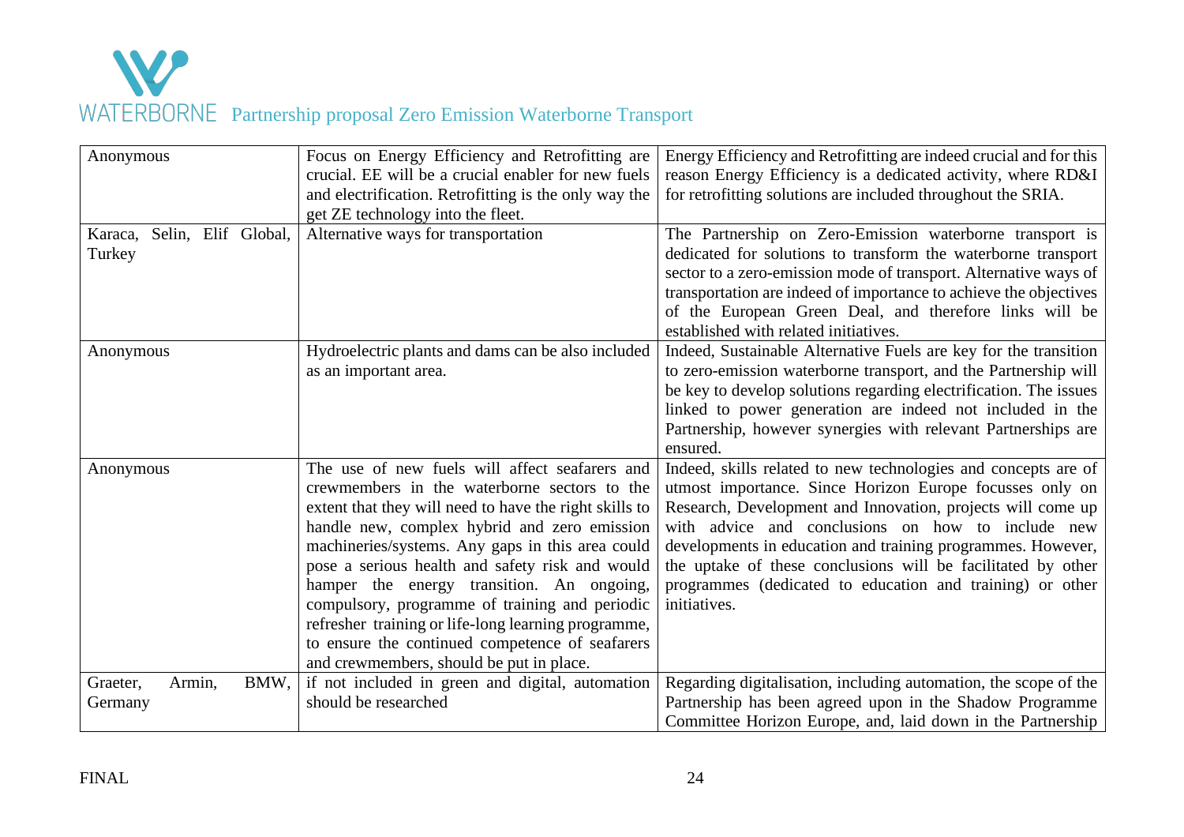| Anonymous | Focus on Energy Efficiency and Retrofitting are crucial. EE will be a crucial enabler for new fuels and electrification. Retrofitting is the only way the get ZE technology into the fleet. | Energy Efficiency and Retrofitting are indeed crucial and for this reason Energy Efficiency is a dedicated activity, where RD&I for retrofitting solutions are included throughout the SRIA. |
|---|---|---|
| Karaca, Selin, Elif Global, Turkey | Alternative ways for transportation | The Partnership on Zero-Emission waterborne transport is dedicated for solutions to transform the waterborne transport sector to a zero-emission mode of transport. Alternative ways of transportation are indeed of importance to achieve the objectives of the European Green Deal, and therefore links will be established with related initiatives. |
| Anonymous | Hydroelectric plants and dams can be also included as an important area. | Indeed, Sustainable Alternative Fuels are key for the transition to zero-emission waterborne transport, and the Partnership will be key to develop solutions regarding electrification. The issues linked to power generation are indeed not included in the Partnership, however synergies with relevant Partnerships are ensured. |
| Anonymous | The use of new fuels will affect seafarers and crewmembers in the waterborne sectors to the extent that they will need to have the right skills to handle new, complex hybrid and zero emission machineries/systems. Any gaps in this area could pose a serious health and safety risk and would hamper the energy transition. An ongoing, compulsory, programme of training and periodic refresher training or life-long learning programme, to ensure the continued competence of seafarers and crewmembers, should be put in place. | Indeed, skills related to new technologies and concepts are of utmost importance. Since Horizon Europe focusses only on Research, Development and Innovation, projects will come up with advice and conclusions on how to include new developments in education and training programmes. However, the uptake of these conclusions will be facilitated by other programmes (dedicated to education and training) or other initiatives. |
| Graeter, Armin, BMW, Germany | if not included in green and digital, automation should be researched | Regarding digitalisation, including automation, the scope of the Partnership has been agreed upon in the Shadow Programme Committee Horizon Europe, and, laid down in the Partnership |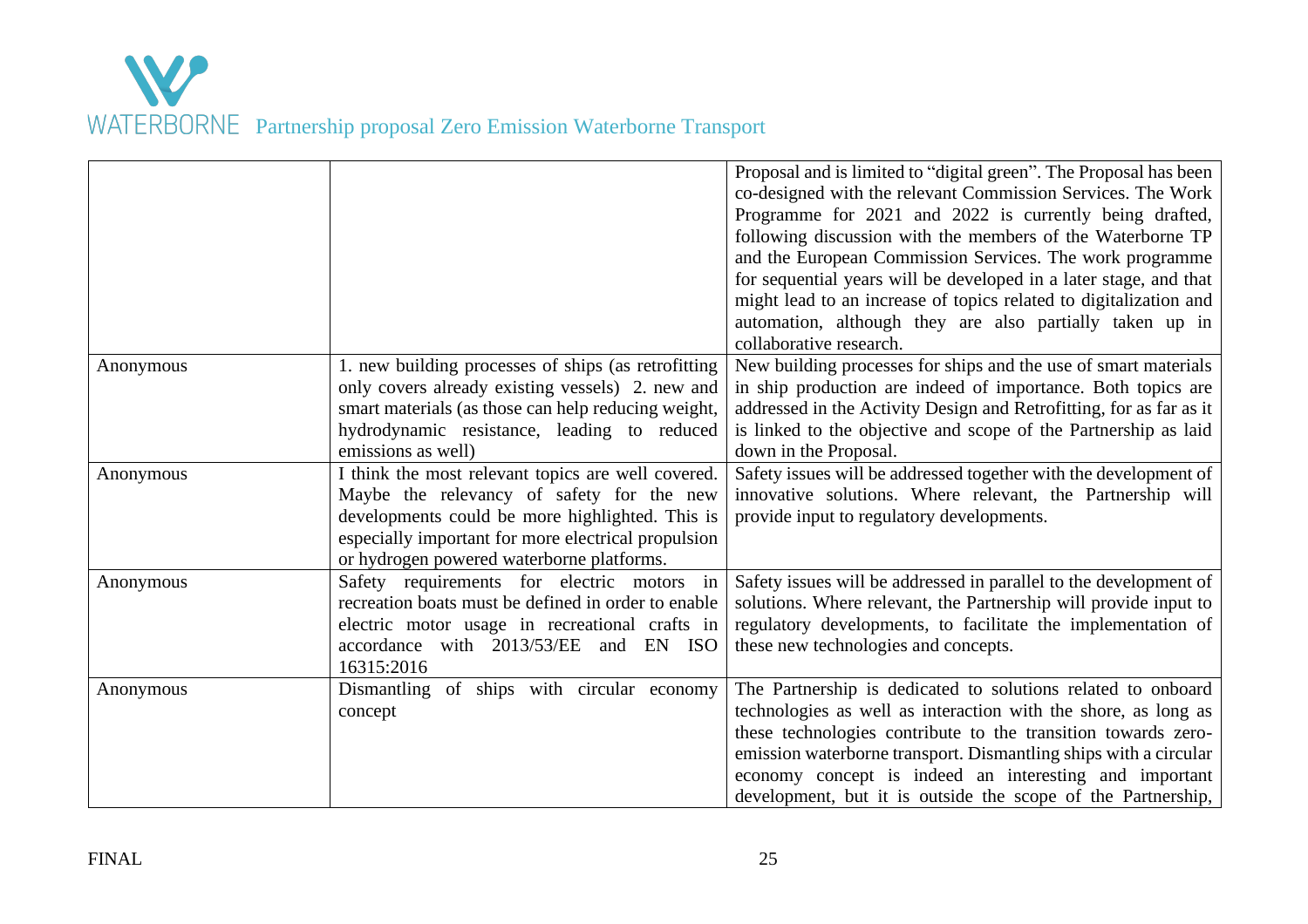|  |  |  |
|---|---|---|
|  |  | Proposal and is limited to "digital green". The Proposal has been co-designed with the relevant Commission Services. The Work Programme for 2021 and 2022 is currently being drafted, following discussion with the members of the Waterborne TP and the European Commission Services. The work programme for sequential years will be developed in a later stage, and that might lead to an increase of topics related to digitalization and automation, although they are also partially taken up in collaborative research. |
| Anonymous | 1. new building processes of ships (as retrofitting only covers already existing vessels) 2. new and smart materials (as those can help reducing weight, hydrodynamic resistance, leading to reduced emissions as well) | New building processes for ships and the use of smart materials in ship production are indeed of importance. Both topics are addressed in the Activity Design and Retrofitting, for as far as it is linked to the objective and scope of the Partnership as laid down in the Proposal. |
| Anonymous | I think the most relevant topics are well covered. Maybe the relevancy of safety for the new developments could be more highlighted. This is especially important for more electrical propulsion or hydrogen powered waterborne platforms. | Safety issues will be addressed together with the development of innovative solutions. Where relevant, the Partnership will provide input to regulatory developments. |
| Anonymous | Safety requirements for electric motors in recreation boats must be defined in order to enable electric motor usage in recreational crafts in accordance with 2013/53/EE and EN ISO 16315:2016 | Safety issues will be addressed in parallel to the development of solutions. Where relevant, the Partnership will provide input to regulatory developments, to facilitate the implementation of these new technologies and concepts. |
| Anonymous | Dismantling of ships with circular economy concept | The Partnership is dedicated to solutions related to onboard technologies as well as interaction with the shore, as long as these technologies contribute to the transition towards zero-emission waterborne transport. Dismantling ships with a circular economy concept is indeed an interesting and important development, but it is outside the scope of the Partnership, |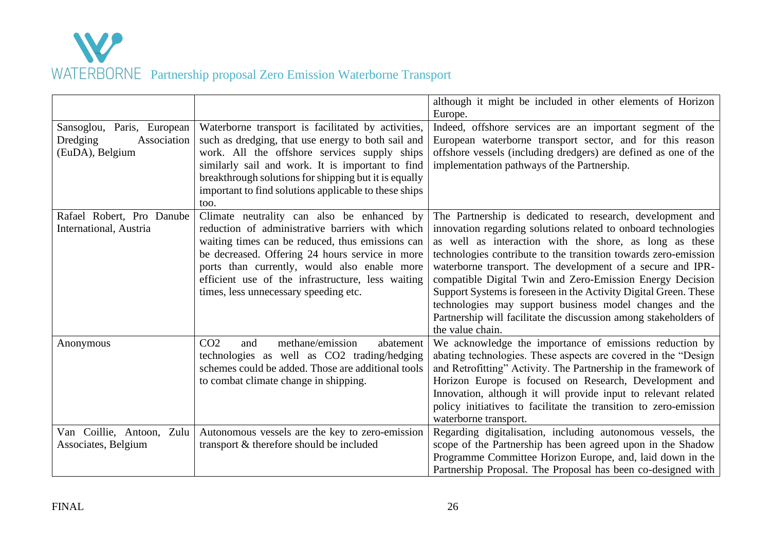| | | |
|---|---|---|
| | | although it might be included in other elements of Horizon Europe. |
| Sansoglou, Paris, European Dredging Association (EuDA), Belgium | Waterborne transport is facilitated by activities, such as dredging, that use energy to both sail and work. All the offshore services supply ships similarly sail and work. It is important to find breakthrough solutions for shipping but it is equally important to find solutions applicable to these ships too. | Indeed, offshore services are an important segment of the European waterborne transport sector, and for this reason offshore vessels (including dredgers) are defined as one of the implementation pathways of the Partnership. |
| Rafael Robert, Pro Danube International, Austria | Climate neutrality can also be enhanced by reduction of administrative barriers with which waiting times can be reduced, thus emissions can be decreased. Offering 24 hours service in more ports than currently, would also enable more efficient use of the infrastructure, less waiting times, less unnecessary speeding etc. | The Partnership is dedicated to research, development and innovation regarding solutions related to onboard technologies as well as interaction with the shore, as long as these technologies contribute to the transition towards zero-emission waterborne transport. The development of a secure and IPR-compatible Digital Twin and Zero-Emission Energy Decision Support Systems is foreseen in the Activity Digital Green. These technologies may support business model changes and the Partnership will facilitate the discussion among stakeholders of the value chain. |
| Anonymous | $CO_2$ and methane/emission abatement technologies as well as $CO_2$ trading/hedging schemes could be added. Those are additional tools to combat climate change in shipping. | We acknowledge the importance of emissions reduction by abating technologies. These aspects are covered in the "Design and Retrofitting" Activity. The Partnership in the framework of Horizon Europe is focused on Research, Development and Innovation, although it will provide input to relevant related policy initiatives to facilitate the transition to zero-emission waterborne transport. |
| Van Coillie, Antoon, Zulu Associates, Belgium | Autonomous vessels are the key to zero-emission transport & therefore should be included | Regarding digitalisation, including autonomous vessels, the scope of the Partnership has been agreed upon in the Shadow Programme Committee Horizon Europe, and, laid down in the Partnership Proposal. The Proposal has been co-designed with |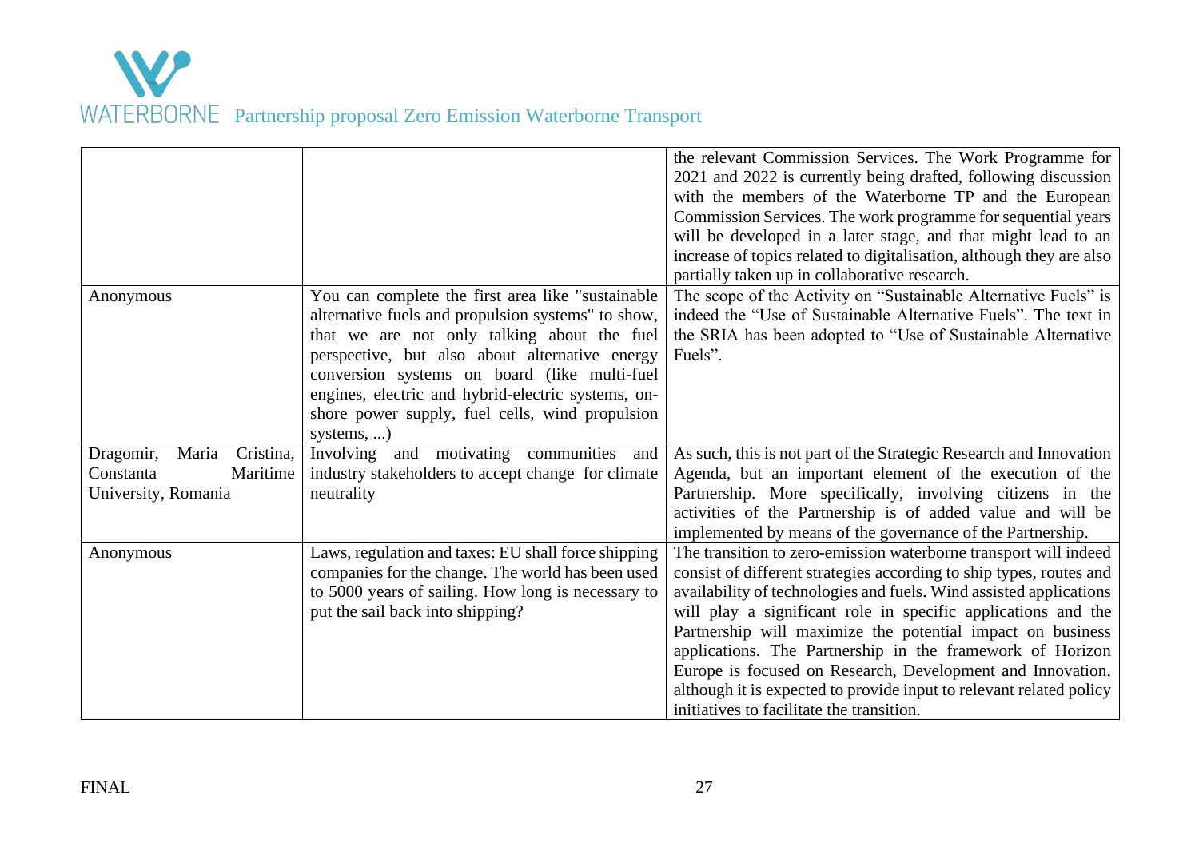|  |  | the relevant Commission Services. The Work Programme for 2021 and 2022 is currently being drafted, following discussion with the members of the Waterborne TP and the European Commission Services. The work programme for sequential years will be developed in a later stage, and that might lead to an increase of topics related to digitalisation, although they are also partially taken up in collaborative research. |
|---|---|---|
| Anonymous | You can complete the first area like "sustainable alternative fuels and propulsion systems" to show, that we are not only talking about the fuel perspective, but also about alternative energy conversion systems on board (like multi-fuel engines, electric and hybrid-electric systems, on-shore power supply, fuel cells, wind propulsion systems, ...) | The scope of the Activity on "Sustainable Alternative Fuels" is indeed the "Use of Sustainable Alternative Fuels". The text in the SRIA has been adopted to "Use of Sustainable Alternative Fuels". |
| Dragomir, Maria Cristina, Constanta Maritime University, Romania | Involving and motivating communities and industry stakeholders to accept change for climate neutrality | As such, this is not part of the Strategic Research and Innovation Agenda, but an important element of the execution of the Partnership. More specifically, involving citizens in the activities of the Partnership is of added value and will be implemented by means of the governance of the Partnership. |
| Anonymous | Laws, regulation and taxes: EU shall force shipping companies for the change. The world has been used to 5000 years of sailing. How long is necessary to put the sail back into shipping? | The transition to zero-emission waterborne transport will indeed consist of different strategies according to ship types, routes and availability of technologies and fuels. Wind assisted applications will play a significant role in specific applications and the Partnership will maximize the potential impact on business applications. The Partnership in the framework of Horizon Europe is focused on Research, Development and Innovation, although it is expected to provide input to relevant related policy initiatives to facilitate the transition. |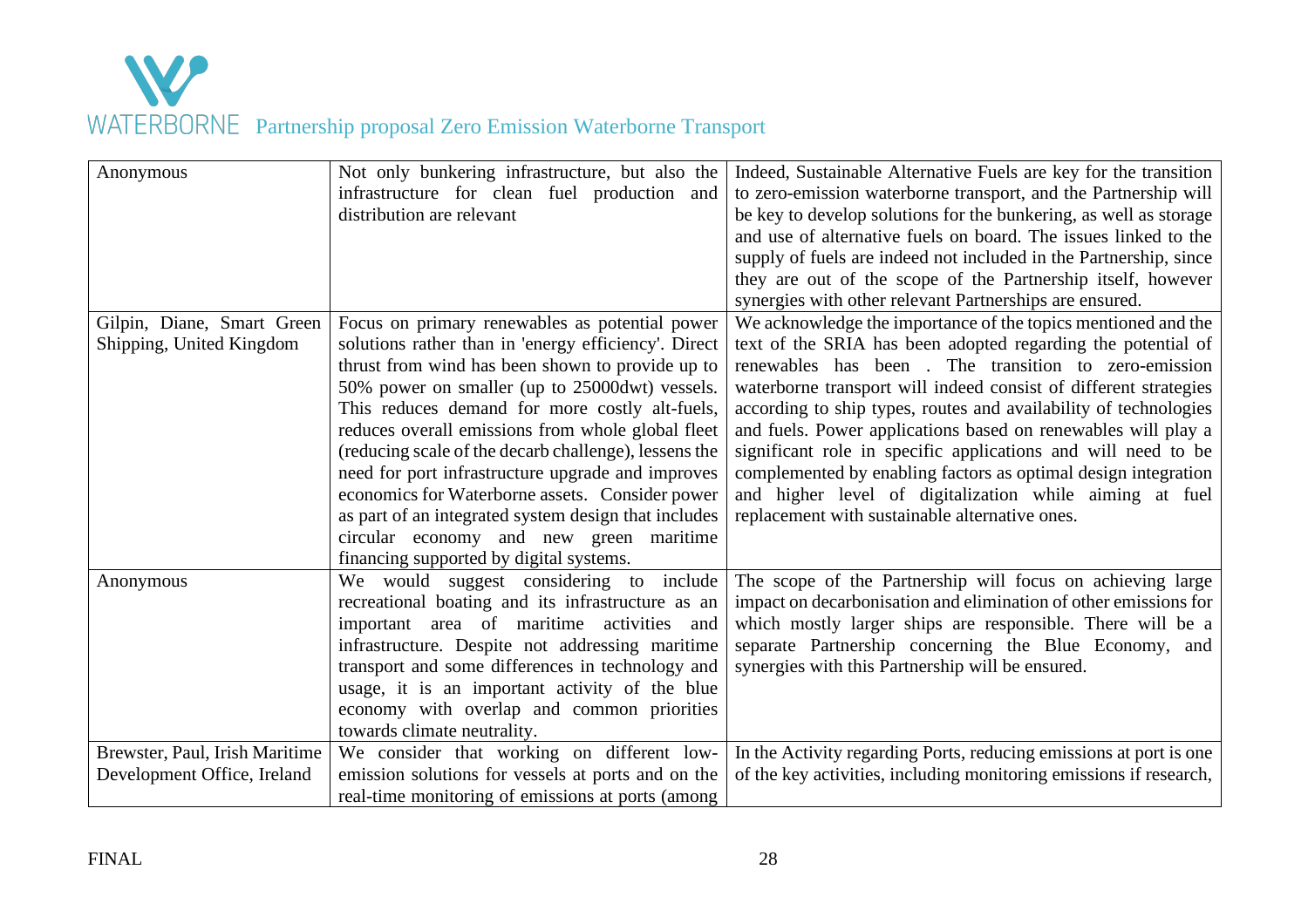| | | |
|---|---|---|
| Anonymous | Not only bunkering infrastructure, but also the infrastructure for clean fuel production and distribution are relevant | Indeed, Sustainable Alternative Fuels are key for the transition to zero-emission waterborne transport, and the Partnership will be key to develop solutions for the bunkering, as well as storage and use of alternative fuels on board. The issues linked to the supply of fuels are indeed not included in the Partnership, since they are out of the scope of the Partnership itself, however synergies with other relevant Partnerships are ensured. |
| Gilpin, Diane, Smart Green Shipping, United Kingdom | Focus on primary renewables as potential power solutions rather than in 'energy efficiency'. Direct thrust from wind has been shown to provide up to 50% power on smaller (up to 25000dwt) vessels. This reduces demand for more costly alt-fuels, reduces overall emissions from whole global fleet (reducing scale of the decarb challenge), lessens the need for port infrastructure upgrade and improves economics for Waterborne assets. Consider power as part of an integrated system design that includes circular economy and new green maritime financing supported by digital systems. | We acknowledge the importance of the topics mentioned and the text of the SRIA has been adopted regarding the potential of renewables has been . The transition to zero-emission waterborne transport will indeed consist of different strategies according to ship types, routes and availability of technologies and fuels. Power applications based on renewables will play a significant role in specific applications and will need to be complemented by enabling factors as optimal design integration and higher level of digitalization while aiming at fuel replacement with sustainable alternative ones. |
| Anonymous | We would suggest considering to include recreational boating and its infrastructure as an important area of maritime activities and infrastructure. Despite not addressing maritime transport and some differences in technology and usage, it is an important activity of the blue economy with overlap and common priorities towards climate neutrality. | The scope of the Partnership will focus on achieving large impact on decarbonisation and elimination of other emissions for which mostly larger ships are responsible. There will be a separate Partnership concerning the Blue Economy, and synergies with this Partnership will be ensured. |
| Brewster, Paul, Irish Maritime Development Office, Ireland | We consider that working on different low-emission solutions for vessels at ports and on the real-time monitoring of emissions at ports (among | In the Activity regarding Ports, reducing emissions at port is one of the key activities, including monitoring emissions if research, |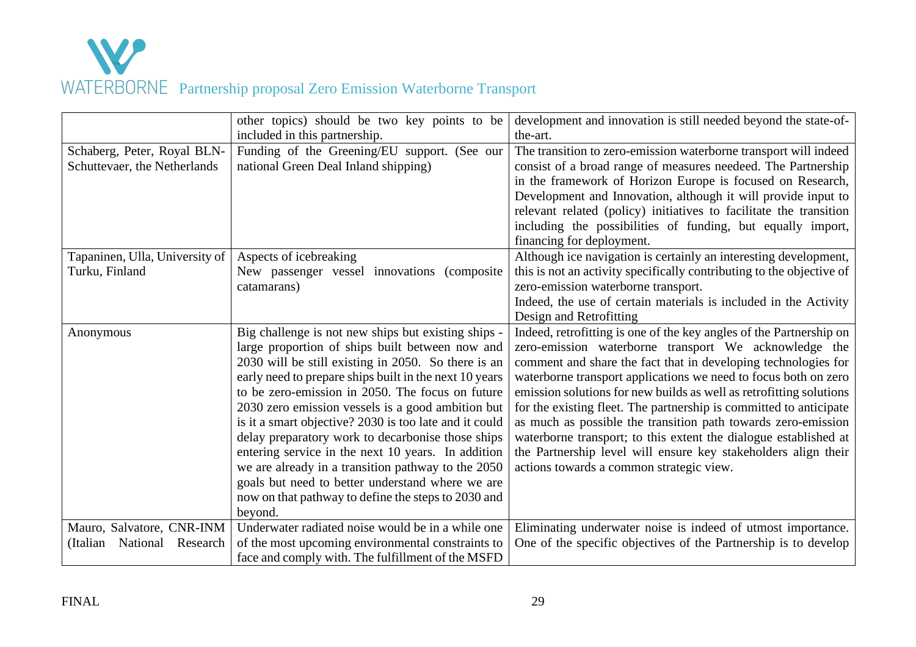| | | |
|---|---|---|
| | other topics) should be two key points to be included in this partnership. | development and innovation is still needed beyond the state-of-the-art. |
| Schaberg, Peter, Royal BLN-Schuttevaer, the Netherlands | Funding of the Greening/EU support. (See our national Green Deal Inland shipping) | The transition to zero-emission waterborne transport will indeed consist of a broad range of measures needeed. The Partnership in the framework of Horizon Europe is focused on Research, Development and Innovation, although it will provide input to relevant related (policy) initiatives to facilitate the transition including the possibilities of funding, but equally import, financing for deployment. |
| Tapaninen, Ulla, University of Turku, Finland | Aspects of icebreaking<br>New passenger vessel innovations (composite catamarans) | Although ice navigation is certainly an interesting development, this is not an activity specifically contributing to the objective of zero-emission waterborne transport.<br>Indeed, the use of certain materials is included in the Activity Design and Retrofitting |
| Anonymous | Big challenge is not new ships but existing ships - large proportion of ships built between now and 2030 will be still existing in 2050. So there is an early need to prepare ships built in the next 10 years to be zero-emission in 2050. The focus on future 2030 zero emission vessels is a good ambition but is it a smart objective? 2030 is too late and it could delay preparatory work to decarbonise those ships entering service in the next 10 years. In addition we are already in a transition pathway to the 2050 goals but need to better understand where we are now on that pathway to define the steps to 2030 and beyond. | Indeed, retrofitting is one of the key angles of the Partnership on zero-emission waterborne transport We acknowledge the comment and share the fact that in developing technologies for waterborne transport applications we need to focus both on zero emission solutions for new builds as well as retrofitting solutions for the existing fleet. The partnership is committed to anticipate as much as possible the transition path towards zero-emission waterborne transport; to this extent the dialogue established at the Partnership level will ensure key stakeholders align their actions towards a common strategic view. |
| Mauro, Salvatore, CNR-INM (Italian National Research | Underwater radiated noise would be in a while one of the most upcoming environmental constraints to face and comply with. The fulfillment of the MSFD | Eliminating underwater noise is indeed of utmost importance. One of the specific objectives of the Partnership is to develop |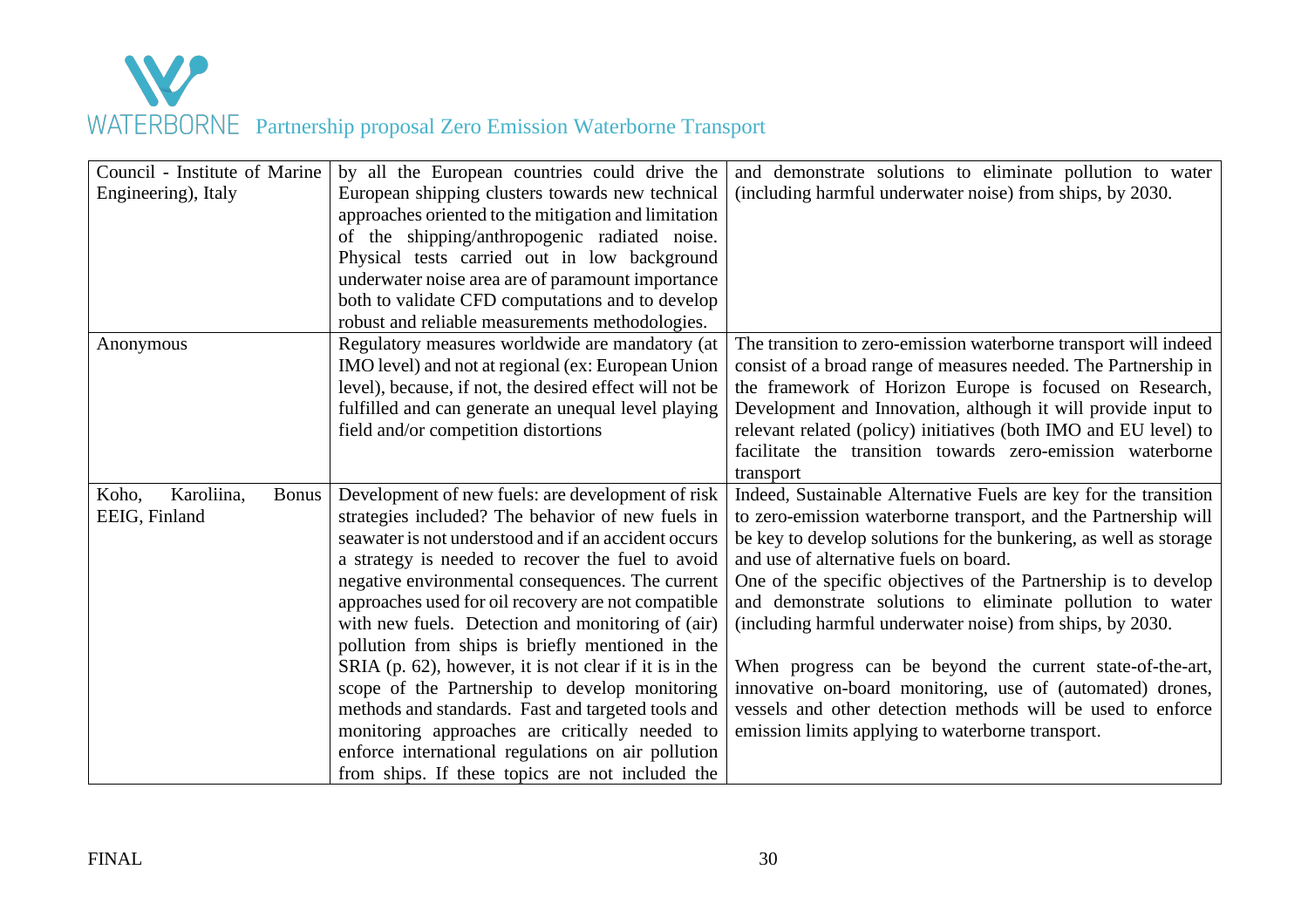| | | |
|---|---|---|
| Council - Institute of Marine Engineering), Italy | by all the European countries could drive the European shipping clusters towards new technical approaches oriented to the mitigation and limitation of the shipping/anthropogenic radiated noise. Physical tests carried out in low background underwater noise area are of paramount importance both to validate CFD computations and to develop robust and reliable measurements methodologies. | and demonstrate solutions to eliminate pollution to water (including harmful underwater noise) from ships, by 2030. |
| Anonymous | Regulatory measures worldwide are mandatory (at IMO level) and not at regional (ex: European Union level), because, if not, the desired effect will not be fulfilled and can generate an unequal level playing field and/or competition distortions | The transition to zero-emission waterborne transport will indeed consist of a broad range of measures needed. The Partnership in the framework of Horizon Europe is focused on Research, Development and Innovation, although it will provide input to relevant related (policy) initiatives (both IMO and EU level) to facilitate the transition towards zero-emission waterborne transport |
| Koho, Karoliina, Bonus EEIG, Finland | Development of new fuels: are development of risk strategies included? The behavior of new fuels in seawater is not understood and if an accident occurs a strategy is needed to recover the fuel to avoid negative environmental consequences. The current approaches used for oil recovery are not compatible with new fuels. Detection and monitoring of (air) pollution from ships is briefly mentioned in the SRIA (p. 62), however, it is not clear if it is in the scope of the Partnership to develop monitoring methods and standards. Fast and targeted tools and monitoring approaches are critically needed to enforce international regulations on air pollution from ships. If these topics are not included the | Indeed, Sustainable Alternative Fuels are key for the transition to zero-emission waterborne transport, and the Partnership will be key to develop solutions for the bunkering, as well as storage and use of alternative fuels on board.<br>One of the specific objectives of the Partnership is to develop and demonstrate solutions to eliminate pollution to water (including harmful underwater noise) from ships, by 2030.<br><br>When progress can be beyond the current state-of-the-art, innovative on-board monitoring, use of (automated) drones, vessels and other detection methods will be used to enforce emission limits applying to waterborne transport. |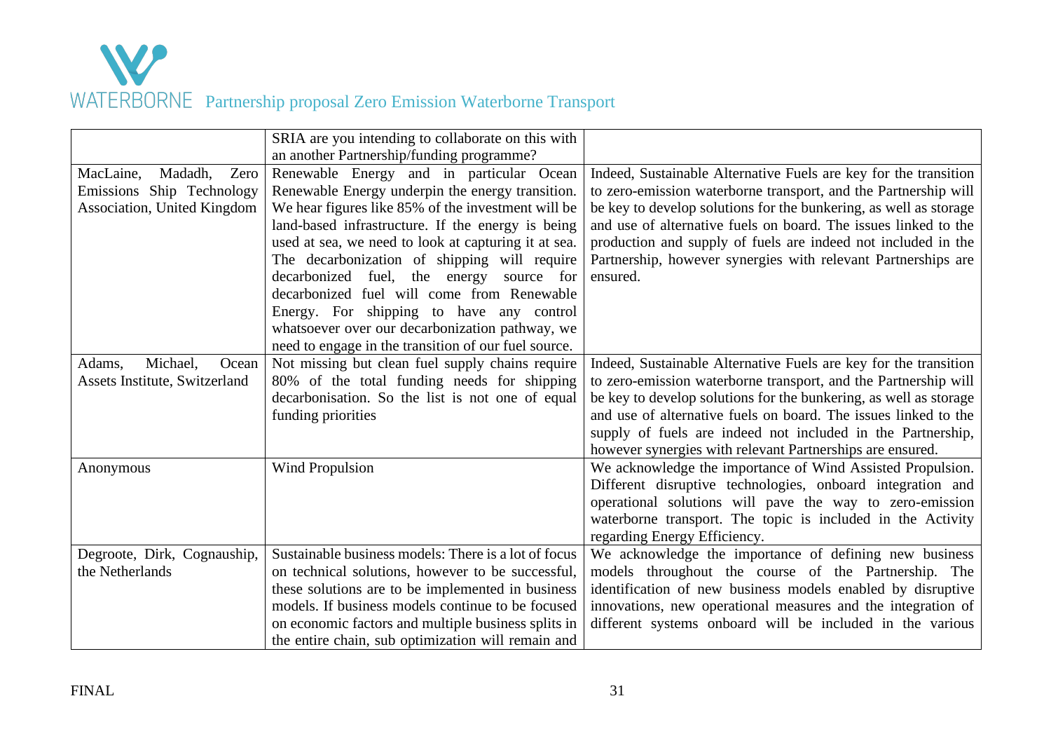|  |  |  |
|---|---|---|
|  | SRIA are you intending to collaborate on this with an another Partnership/funding programme? |  |
| MacLaine, Madadh, Zero Emissions Ship Technology Association, United Kingdom | Renewable Energy and in particular Ocean Renewable Energy underpin the energy transition. We hear figures like 85% of the investment will be land-based infrastructure. If the energy is being used at sea, we need to look at capturing it at sea. The decarbonization of shipping will require decarbonized fuel, the energy source for decarbonized fuel will come from Renewable Energy. For shipping to have any control whatsoever over our decarbonization pathway, we need to engage in the transition of our fuel source. | Indeed, Sustainable Alternative Fuels are key for the transition to zero-emission waterborne transport, and the Partnership will be key to develop solutions for the bunkering, as well as storage and use of alternative fuels on board. The issues linked to the production and supply of fuels are indeed not included in the Partnership, however synergies with relevant Partnerships are ensured. |
| Adams, Michael, Ocean Assets Institute, Switzerland | Not missing but clean fuel supply chains require 80% of the total funding needs for shipping decarbonisation. So the list is not one of equal funding priorities | Indeed, Sustainable Alternative Fuels are key for the transition to zero-emission waterborne transport, and the Partnership will be key to develop solutions for the bunkering, as well as storage and use of alternative fuels on board. The issues linked to the supply of fuels are indeed not included in the Partnership, however synergies with relevant Partnerships are ensured. |
| Anonymous | Wind Propulsion | We acknowledge the importance of Wind Assisted Propulsion. Different disruptive technologies, onboard integration and operational solutions will pave the way to zero-emission waterborne transport. The topic is included in the Activity regarding Energy Efficiency. |
| Degroote, Dirk, Cognauship, the Netherlands | Sustainable business models: There is a lot of focus on technical solutions, however to be successful, these solutions are to be implemented in business models. If business models continue to be focused on economic factors and multiple business splits in the entire chain, sub optimization will remain and | We acknowledge the importance of defining new business models throughout the course of the Partnership. The identification of new business models enabled by disruptive innovations, new operational measures and the integration of different systems onboard will be included in the various |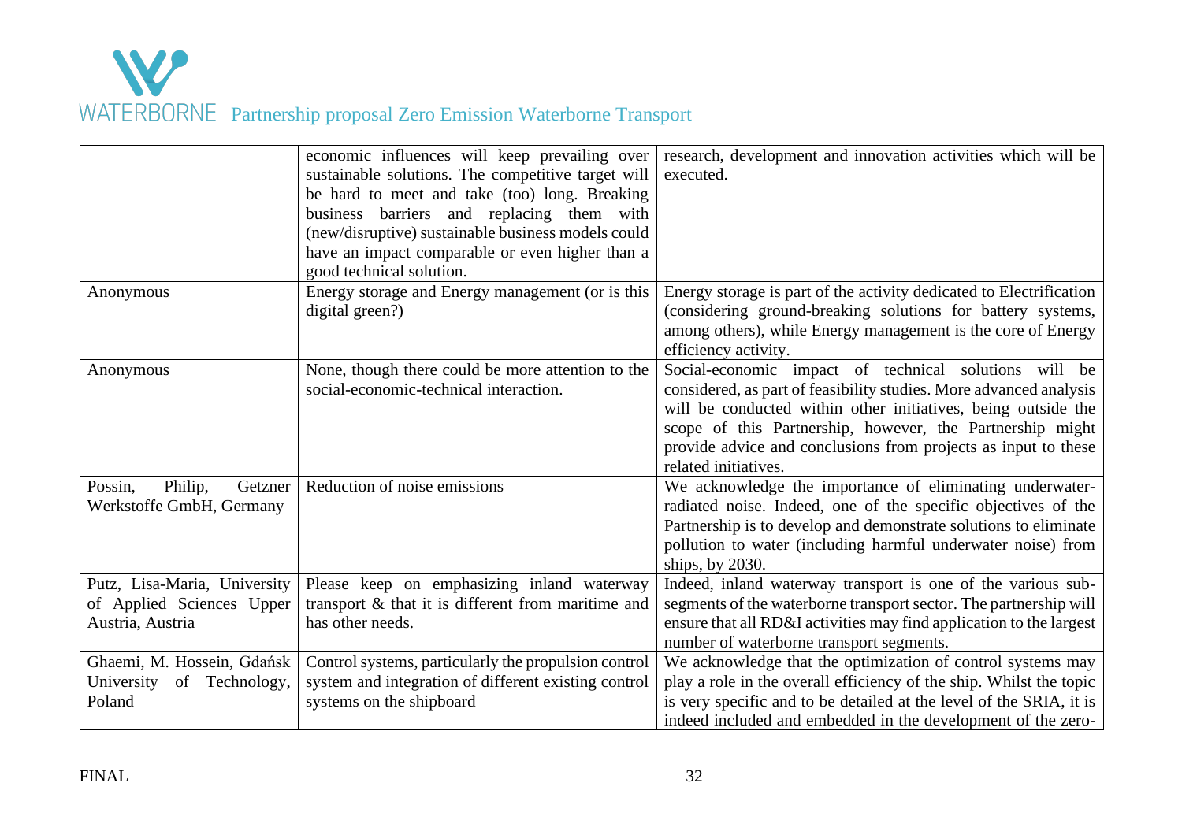| | | |
|---|---|---|
| | economic influences will keep prevailing over sustainable solutions. The competitive target will be hard to meet and take (too) long. Breaking business barriers and replacing them with (new/disruptive) sustainable business models could have an impact comparable or even higher than a good technical solution. | research, development and innovation activities which will be executed. |
| Anonymous | Energy storage and Energy management (or is this digital green?) | Energy storage is part of the activity dedicated to Electrification (considering ground-breaking solutions for battery systems, among others), while Energy management is the core of Energy efficiency activity. |
| Anonymous | None, though there could be more attention to the social-economic-technical interaction. | Social-economic impact of technical solutions will be considered, as part of feasibility studies. More advanced analysis will be conducted within other initiatives, being outside the scope of this Partnership, however, the Partnership might provide advice and conclusions from projects as input to these related initiatives. |
| Possin, Philip, Getzner Werkstoffe GmbH, Germany | Reduction of noise emissions | We acknowledge the importance of eliminating underwater-radiated noise. Indeed, one of the specific objectives of the Partnership is to develop and demonstrate solutions to eliminate pollution to water (including harmful underwater noise) from ships, by 2030. |
| Putz, Lisa-Maria, University of Applied Sciences Upper Austria, Austria | Please keep on emphasizing inland waterway transport & that it is different from maritime and has other needs. | Indeed, inland waterway transport is one of the various sub-segments of the waterborne transport sector. The partnership will ensure that all RD&I activities may find application to the largest number of waterborne transport segments. |
| Ghaemi, M. Hossein, Gdańsk University of Technology, Poland | Control systems, particularly the propulsion control system and integration of different existing control systems on the shipboard | We acknowledge that the optimization of control systems may play a role in the overall efficiency of the ship. Whilst the topic is very specific and to be detailed at the level of the SRIA, it is indeed included and embedded in the development of the zero- |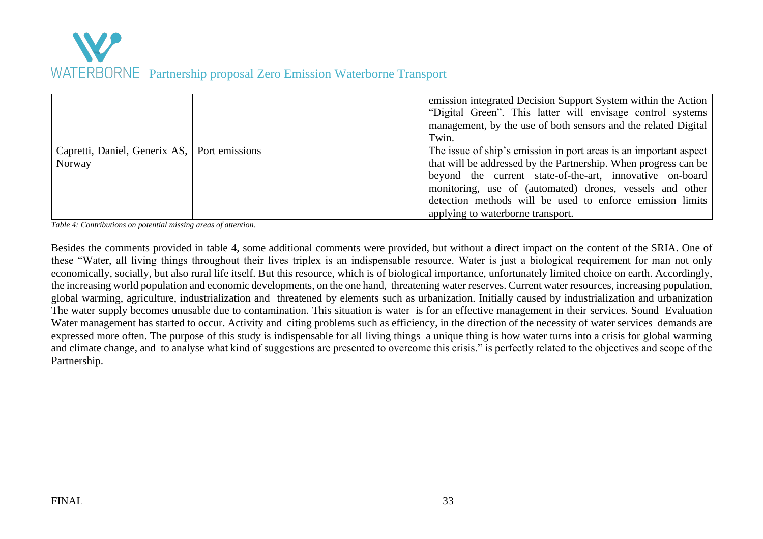|  |  | emission integrated Decision Support System within the Action "Digital Green". This latter will envisage control systems management, by the use of both sensors and the related Digital Twin. |
| --- | --- | --- |
| Capretti, Daniel, Generix AS, Norway | Port emissions | The issue of ship's emission in port areas is an important aspect that will be addressed by the Partnership. When progress can be beyond the current state-of-the-art, innovative on-board monitoring, use of (automated) drones, vessels and other detection methods will be used to enforce emission limits applying to waterborne transport. |

*Table 4: Contributions on potential missing areas of attention.*

Besides the comments provided in table 4, some additional comments were provided, but without a direct impact on the content of the SRIA. One of these "Water, all living things throughout their lives triplex is an indispensable resource. Water is just a biological requirement for man not only economically, socially, but also rural life itself. But this resource, which is of biological importance, unfortunately limited choice on earth. Accordingly, the increasing world population and economic developments, on the one hand, threatening water reserves. Current water resources, increasing population, global warming, agriculture, industrialization and threatened by elements such as urbanization. Initially caused by industrialization and urbanization The water supply becomes unusable due to contamination. This situation is water is for an effective management in their services. Sound Evaluation Water management has started to occur. Activity and citing problems such as efficiency, in the direction of the necessity of water services demands are expressed more often. The purpose of this study is indispensable for all living things a unique thing is how water turns into a crisis for global warming and climate change, and to analyse what kind of suggestions are presented to overcome this crisis." is perfectly related to the objectives and scope of the Partnership.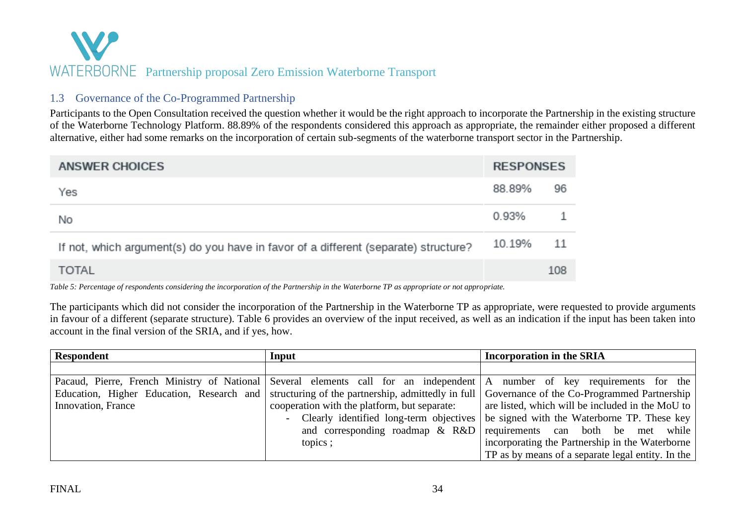### 1.3 Governance of the Co-Programmed Partnership

Participants to the Open Consultation received the question whether it would be the right approach to incorporate the Partnership in the existing structure of the Waterborne Technology Platform. 88.89% of the respondents considered this approach as appropriate, the remainder either proposed a different alternative, either had some remarks on the incorporation of certain sub-segments of the waterborne transport sector in the Partnership.

| ANSWER CHOICES | RESPONSES | |
|---|---|---|
| Yes | 88.89% | 96 |
| No | 0.93% | 1 |
| If not, which argument(s) do you have in favor of a different (separate) structure? | 10.19% | 11 |
| TOTAL | | 108 |

*Table 5: Percentage of respondents considering the incorporation of the Partnership in the Waterborne TP as appropriate or not appropriate.*

The participants which did not consider the incorporation of the Partnership in the Waterborne TP as appropriate, were requested to provide arguments in favour of a different (separate structure). Table 6 provides an overview of the input received, as well as an indication if the input has been taken into account in the final version of the SRIA, and if yes, how.

| Respondent | Input | Incorporation in the SRIA |
|---|---|---|
| | | |
| Pacaud, Pierre, French Ministry of National Education, Higher Education, Research and Innovation, France | Several elements call for an independent structuring of the partnership, admittedly in full cooperation with the platform, but separate:<br>- Clearly identified long-term objectives and corresponding roadmap & R&D topics ; | A number of key requirements for the Governance of the Co-Programmed Partnership are listed, which will be included in the MoU to be signed with the Waterborne TP. These key requirements can both be met while incorporating the Partnership in the Waterborne TP as by means of a separate legal entity. In the |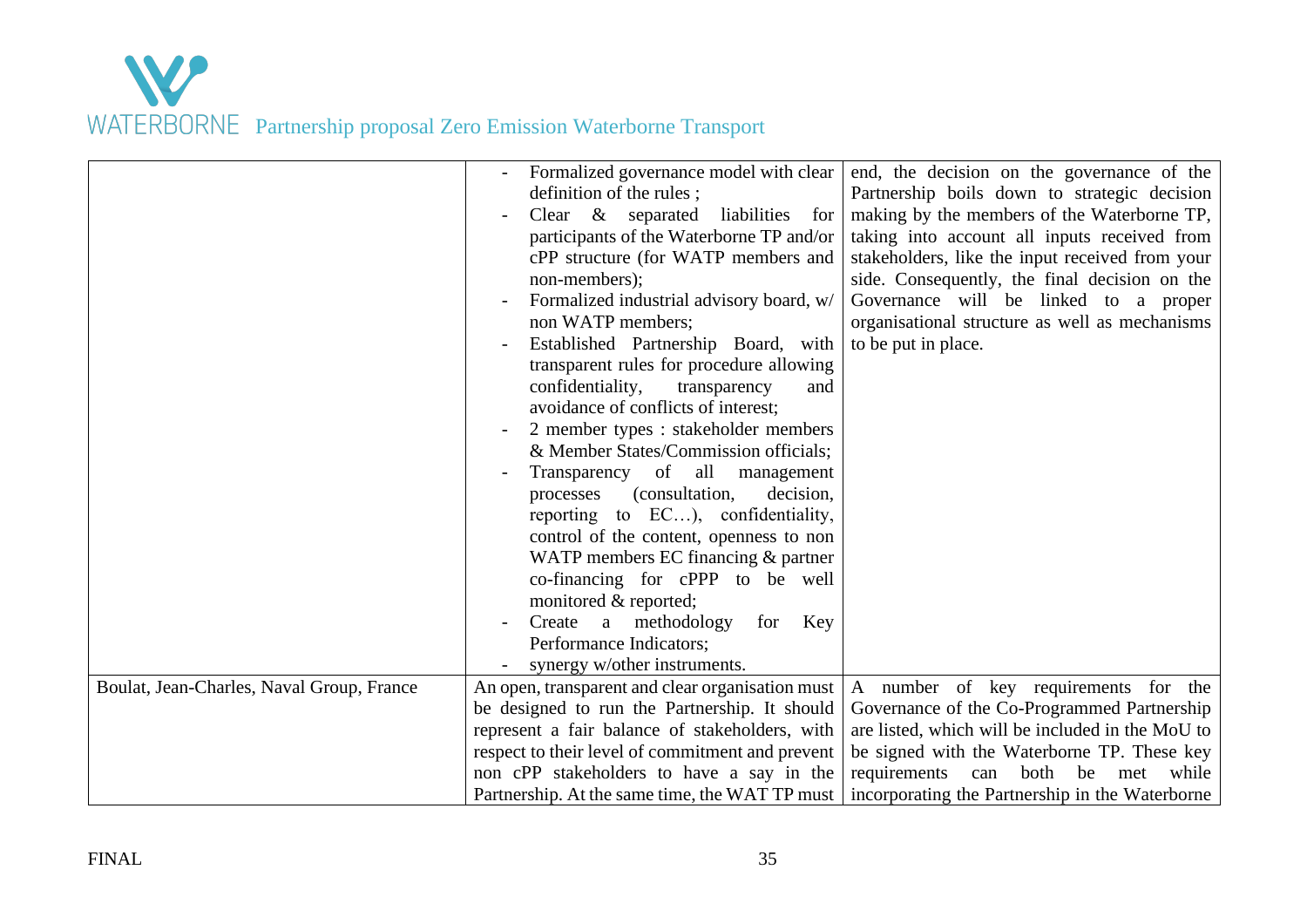| | | |
|---|---|---|
| | - Formalized governance model with clear definition of the rules ;<br>- Clear & separated liabilities for participants of the Waterborne TP and/or cPP structure (for WATP members and non-members);<br>- Formalized industrial advisory board, w/ non WATP members;<br>- Established Partnership Board, with transparent rules for procedure allowing confidentiality, transparency and avoidance of conflicts of interest;<br>- 2 member types : stakeholder members & Member States/Commission officials;<br>- Transparency of all management processes (consultation, decision, reporting to EC…), confidentiality, control of the content, openness to non WATP members EC financing & partner co-financing for cPPP to be well monitored & reported;<br>- Create a methodology for Key Performance Indicators;<br>- synergy w/other instruments. | end, the decision on the governance of the Partnership boils down to strategic decision making by the members of the Waterborne TP, taking into account all inputs received from stakeholders, like the input received from your side. Consequently, the final decision on the Governance will be linked to a proper organisational structure as well as mechanisms to be put in place. |
| Boulat, Jean-Charles, Naval Group, France | An open, transparent and clear organisation must be designed to run the Partnership. It should represent a fair balance of stakeholders, with respect to their level of commitment and prevent non cPP stakeholders to have a say in the Partnership. At the same time, the WAT TP must | A number of key requirements for the Governance of the Co-Programmed Partnership are listed, which will be included in the MoU to be signed with the Waterborne TP. These key requirements can both be met while incorporating the Partnership in the Waterborne |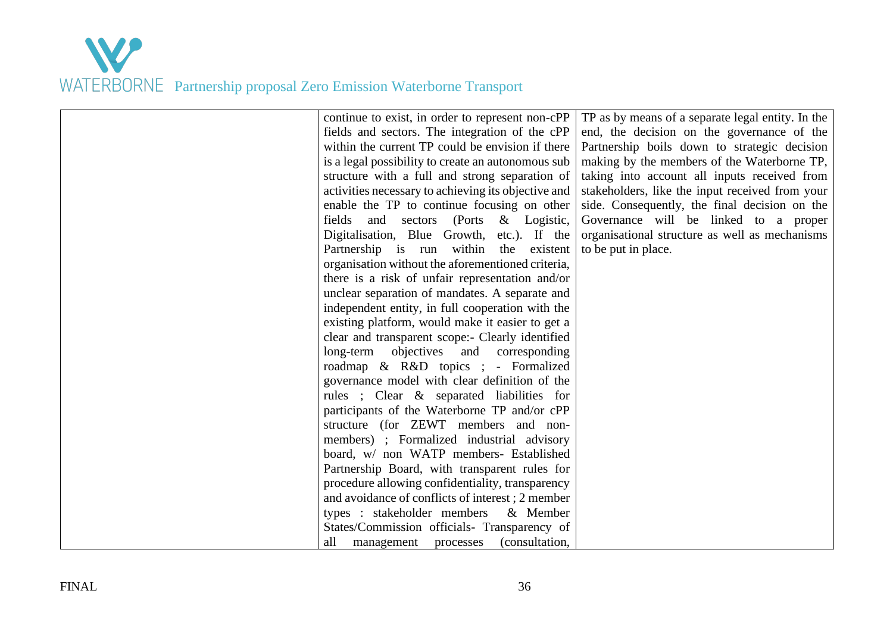| | | |
|---|---|---|
| | continue to exist, in order to represent non-cPP fields and sectors. The integration of the cPP within the current TP could be envision if there is a legal possibility to create an autonomous sub structure with a full and strong separation of activities necessary to achieving its objective and enable the TP to continue focusing on other fields and sectors (Ports & Logistic, Digitalisation, Blue Growth, etc.). If the Partnership is run within the existent organisation without the aforementioned criteria, there is a risk of unfair representation and/or unclear separation of mandates. A separate and independent entity, in full cooperation with the existing platform, would make it easier to get a clear and transparent scope:- Clearly identified long-term objectives and corresponding roadmap & R&D topics ; - Formalized governance model with clear definition of the rules ; Clear & separated liabilities for participants of the Waterborne TP and/or cPP structure (for ZEWT members and non-members) ; Formalized industrial advisory board, w/ non WATP members- Established Partnership Board, with transparent rules for procedure allowing confidentiality, transparency and avoidance of conflicts of interest ; 2 member types : stakeholder members & Member States/Commission officials- Transparency of all management processes (consultation, | TP as by means of a separate legal entity. In the end, the decision on the governance of the Partnership boils down to strategic decision making by the members of the Waterborne TP, taking into account all inputs received from stakeholders, like the input received from your side. Consequently, the final decision on the Governance will be linked to a proper organisational structure as well as mechanisms to be put in place. |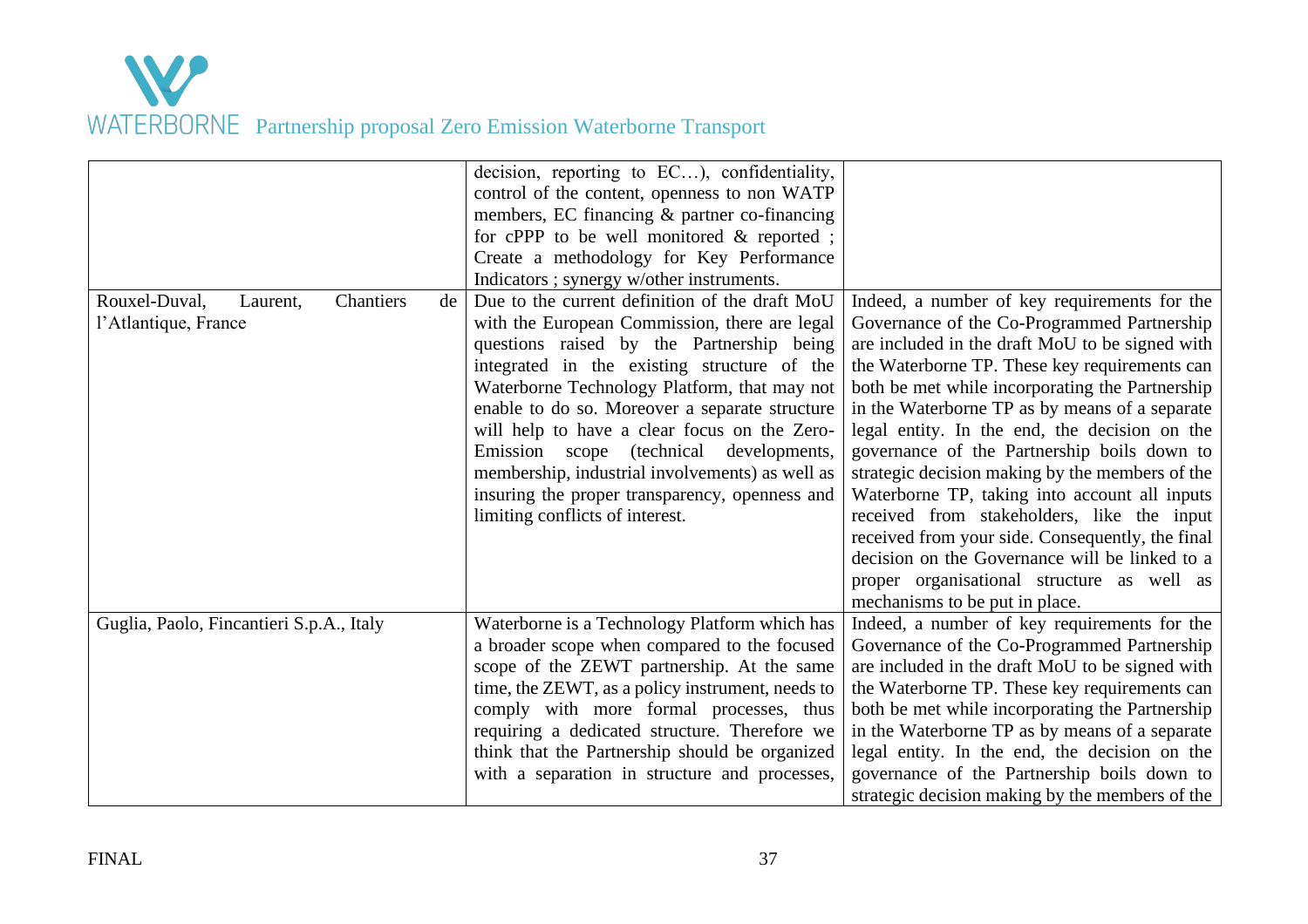| | | |
|---|---|---|
| | decision, reporting to EC…), confidentiality, control of the content, openness to non WATP members, EC financing & partner co-financing for cPPP to be well monitored & reported ; Create a methodology for Key Performance Indicators ; synergy w/other instruments. | |
| Rouxel-Duval, Laurent, Chantiers de l'Atlantique, France | Due to the current definition of the draft MoU with the European Commission, there are legal questions raised by the Partnership being integrated in the existing structure of the Waterborne Technology Platform, that may not enable to do so. Moreover a separate structure will help to have a clear focus on the Zero-Emission scope (technical developments, membership, industrial involvements) as well as insuring the proper transparency, openness and limiting conflicts of interest. | Indeed, a number of key requirements for the Governance of the Co-Programmed Partnership are included in the draft MoU to be signed with the Waterborne TP. These key requirements can both be met while incorporating the Partnership in the Waterborne TP as by means of a separate legal entity. In the end, the decision on the governance of the Partnership boils down to strategic decision making by the members of the Waterborne TP, taking into account all inputs received from stakeholders, like the input received from your side. Consequently, the final decision on the Governance will be linked to a proper organisational structure as well as mechanisms to be put in place. |
| Guglia, Paolo, Fincantieri S.p.A., Italy | Waterborne is a Technology Platform which has a broader scope when compared to the focused scope of the ZEWT partnership. At the same time, the ZEWT, as a policy instrument, needs to comply with more formal processes, thus requiring a dedicated structure. Therefore we think that the Partnership should be organized with a separation in structure and processes, | Indeed, a number of key requirements for the Governance of the Co-Programmed Partnership are included in the draft MoU to be signed with the Waterborne TP. These key requirements can both be met while incorporating the Partnership in the Waterborne TP as by means of a separate legal entity. In the end, the decision on the governance of the Partnership boils down to strategic decision making by the members of the |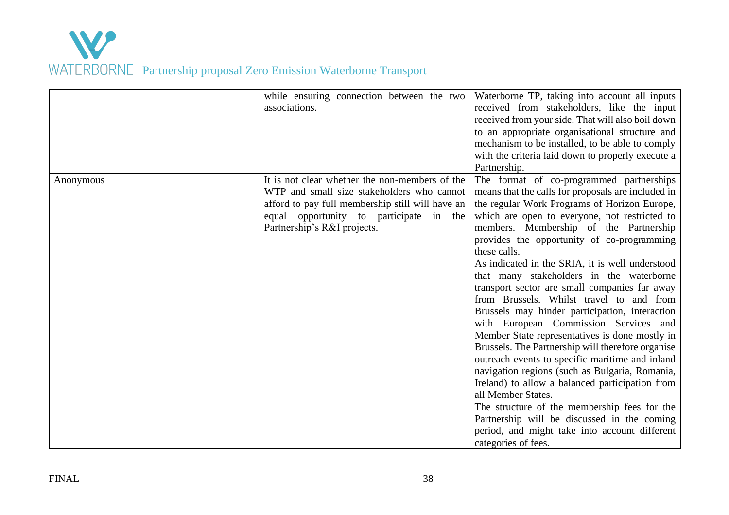| | | |
|---|---|---|
| | while ensuring connection between the two associations. | Waterborne TP, taking into account all inputs received from stakeholders, like the input received from your side. That will also boil down to an appropriate organisational structure and mechanism to be installed, to be able to comply with the criteria laid down to properly execute a Partnership. |
| Anonymous | It is not clear whether the non-members of the WTP and small size stakeholders who cannot afford to pay full membership still will have an equal opportunity to participate in the Partnership's R&I projects. | The format of co-programmed partnerships means that the calls for proposals are included in the regular Work Programs of Horizon Europe, which are open to everyone, not restricted to members. Membership of the Partnership provides the opportunity of co-programming these calls.<br>As indicated in the SRIA, it is well understood that many stakeholders in the waterborne transport sector are small companies far away from Brussels. Whilst travel to and from Brussels may hinder participation, interaction with European Commission Services and Member State representatives is done mostly in Brussels. The Partnership will therefore organise outreach events to specific maritime and inland navigation regions (such as Bulgaria, Romania, Ireland) to allow a balanced participation from all Member States.<br>The structure of the membership fees for the Partnership will be discussed in the coming period, and might take into account different categories of fees. |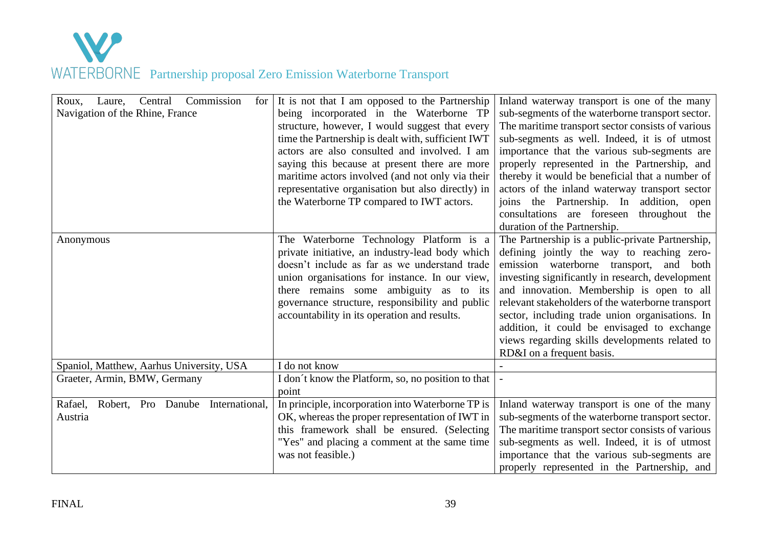| | | |
|---|---|---|
| Roux, Laure, Central Commission for Navigation of the Rhine, France | It is not that I am opposed to the Partnership being incorporated in the Waterborne TP structure, however, I would suggest that every time the Partnership is dealt with, sufficient IWT actors are also consulted and involved. I am saying this because at present there are more maritime actors involved (and not only via their representative organisation but also directly) in the Waterborne TP compared to IWT actors. | Inland waterway transport is one of the many sub-segments of the waterborne transport sector. The maritime transport sector consists of various sub-segments as well. Indeed, it is of utmost importance that the various sub-segments are properly represented in the Partnership, and thereby it would be beneficial that a number of actors of the inland waterway transport sector joins the Partnership. In addition, open consultations are foreseen throughout the duration of the Partnership. |
| Anonymous | The Waterborne Technology Platform is a private initiative, an industry-lead body which doesn't include as far as we understand trade union organisations for instance. In our view, there remains some ambiguity as to its governance structure, responsibility and public accountability in its operation and results. | The Partnership is a public-private Partnership, defining jointly the way to reaching zero-emission waterborne transport, and both investing significantly in research, development and innovation. Membership is open to all relevant stakeholders of the waterborne transport sector, including trade union organisations. In addition, it could be envisaged to exchange views regarding skills developments related to RD&I on a frequent basis. |
| Spaniol, Matthew, Aarhus University, USA | I do not know | - |
| Graeter, Armin, BMW, Germany | I don´t know the Platform, so, no position to that point | - |
| Rafael, Robert, Pro Danube International, Austria | In principle, incorporation into Waterborne TP is OK, whereas the proper representation of IWT in this framework shall be ensured. (Selecting "Yes" and placing a comment at the same time was not feasible.) | Inland waterway transport is one of the many sub-segments of the waterborne transport sector. The maritime transport sector consists of various sub-segments as well. Indeed, it is of utmost importance that the various sub-segments are properly represented in the Partnership, and |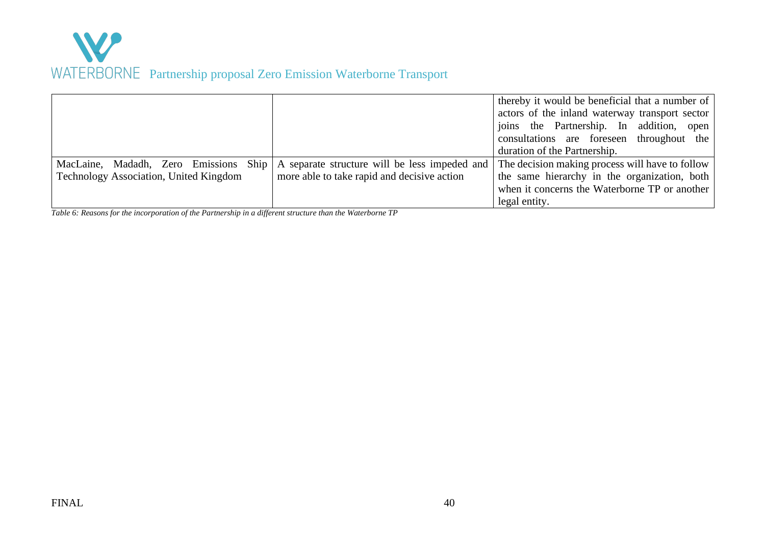|  |  | thereby it would be beneficial that a number of actors of the inland waterway transport sector joins the Partnership. In addition, open consultations are foreseen throughout the duration of the Partnership. |
|---|---|---|
| MacLaine, Madadh, Zero Emissions Ship Technology Association, United Kingdom | A separate structure will be less impeded and more able to take rapid and decisive action | The decision making process will have to follow the same hierarchy in the organization, both when it concerns the Waterborne TP or another legal entity. |

*Table 6: Reasons for the incorporation of the Partnership in a different structure than the Waterborne TP*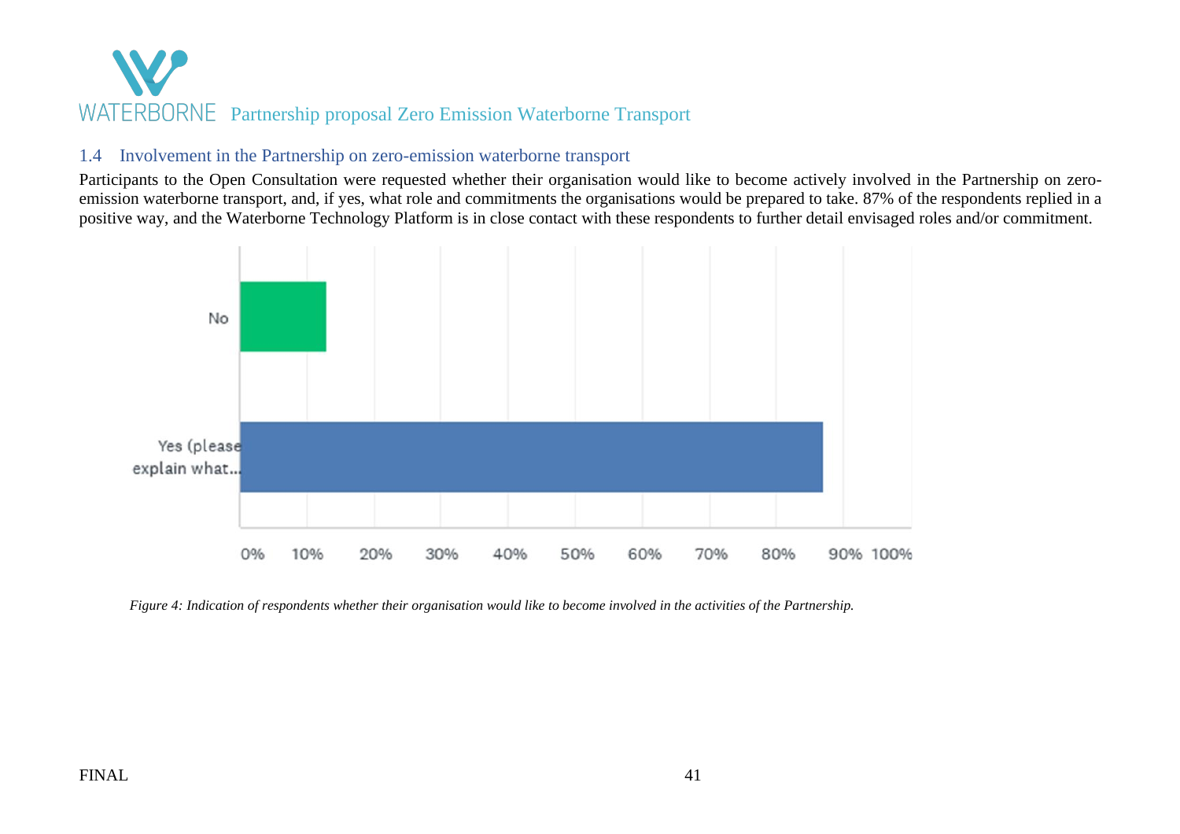## 1.4 Involvement in the Partnership on zero-emission waterborne transport

Participants to the Open Consultation were requested whether their organisation would like to become actively involved in the Partnership on zero-emission waterborne transport, and, if yes, what role and commitments the organisations would be prepared to take. 87% of the respondents replied in a positive way, and the Waterborne Technology Platform is in close contact with these respondents to further detail envisaged roles and/or commitment.

*Figure 4: Indication of respondents whether their organisation would like to become involved in the activities of the Partnership.*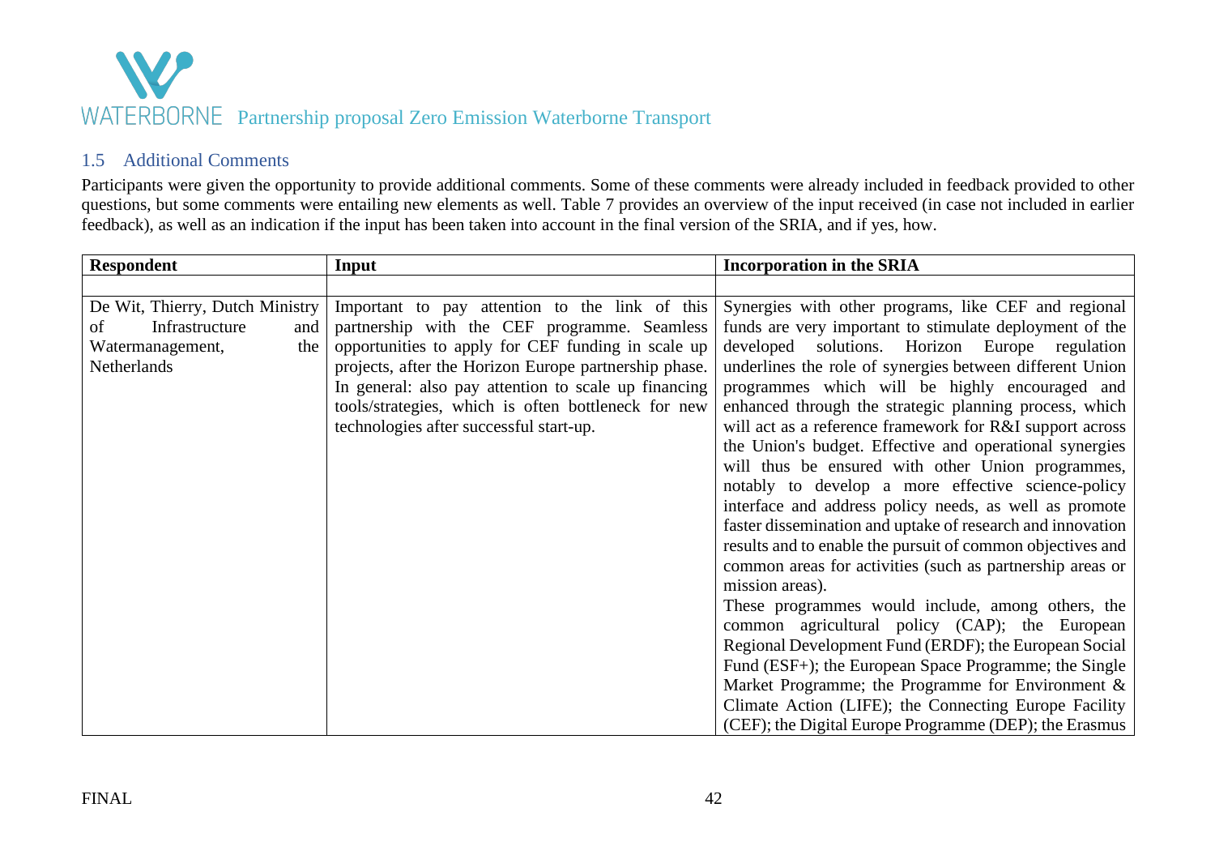## 1.5 Additional Comments

Participants were given the opportunity to provide additional comments. Some of these comments were already included in feedback provided to other questions, but some comments were entailing new elements as well. Table 7 provides an overview of the input received (in case not included in earlier feedback), as well as an indication if the input has been taken into account in the final version of the SRIA, and if yes, how.

| Respondent | Input | Incorporation in the SRIA |
|---|---|---|
| | | |
| De Wit, Thierry, Dutch Ministry of Infrastructure and Watermanagement, the Netherlands | Important to pay attention to the link of this partnership with the CEF programme. Seamless opportunities to apply for CEF funding in scale up projects, after the Horizon Europe partnership phase. In general: also pay attention to scale up financing tools/strategies, which is often bottleneck for new technologies after successful start-up. | Synergies with other programs, like CEF and regional funds are very important to stimulate deployment of the developed solutions. Horizon Europe regulation underlines the role of synergies between different Union programmes which will be highly encouraged and enhanced through the strategic planning process, which will act as a reference framework for R&I support across the Union's budget. Effective and operational synergies will thus be ensured with other Union programmes, notably to develop a more effective science-policy interface and address policy needs, as well as promote faster dissemination and uptake of research and innovation results and to enable the pursuit of common objectives and common areas for activities (such as partnership areas or mission areas).<br>These programmes would include, among others, the common agricultural policy (CAP); the European Regional Development Fund (ERDF); the European Social Fund (ESF+); the European Space Programme; the Single Market Programme; the Programme for Environment & Climate Action (LIFE); the Connecting Europe Facility (CEF); the Digital Europe Programme (DEP); the Erasmus |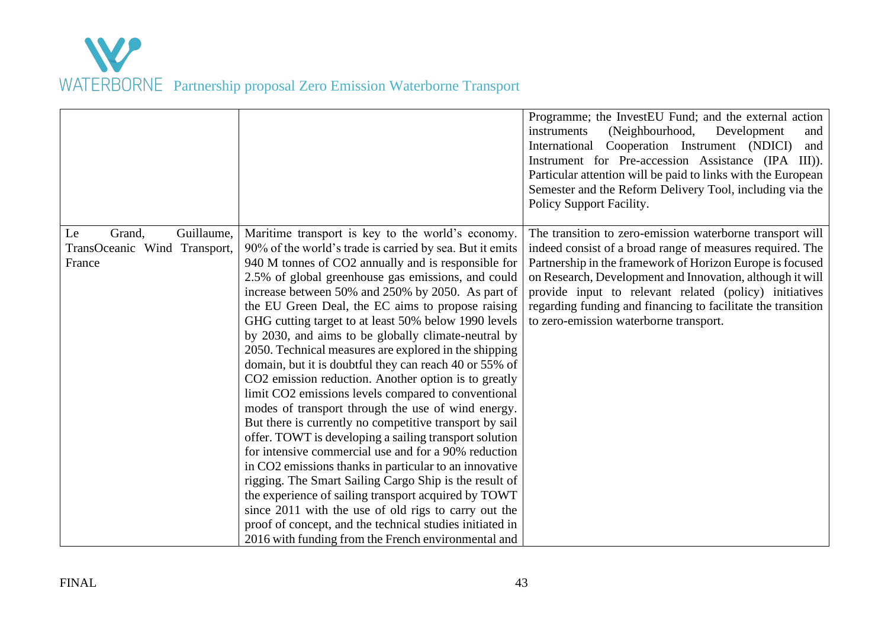| | | |
|---|---|---|
| | | Programme; the InvestEU Fund; and the external action instruments (Neighbourhood, Development and International Cooperation Instrument (NDICI) and Instrument for Pre-accession Assistance (IPA III)). Particular attention will be paid to links with the European Semester and the Reform Delivery Tool, including via the Policy Support Facility. |
| Le Grand, Guillaume, TransOceanic Wind Transport, France | Maritime transport is key to the world's economy. 90% of the world's trade is carried by sea. But it emits 940 M tonnes of $CO_2$ annually and is responsible for 2.5% of global greenhouse gas emissions, and could increase between 50% and 250% by 2050. As part of the EU Green Deal, the EC aims to propose raising GHG cutting target to at least 50% below 1990 levels by 2030, and aims to be globally climate-neutral by 2050. Technical measures are explored in the shipping domain, but it is doubtful they can reach 40 or 55% of $CO_2$ emission reduction. Another option is to greatly limit $CO_2$ emissions levels compared to conventional modes of transport through the use of wind energy. But there is currently no competitive transport by sail offer. TOWT is developing a sailing transport solution for intensive commercial use and for a 90% reduction in $CO_2$ emissions thanks in particular to an innovative rigging. The Smart Sailing Cargo Ship is the result of the experience of sailing transport acquired by TOWT since 2011 with the use of old rigs to carry out the proof of concept, and the technical studies initiated in 2016 with funding from the French environmental and | The transition to zero-emission waterborne transport will indeed consist of a broad range of measures required. The Partnership in the framework of Horizon Europe is focused on Research, Development and Innovation, although it will provide input to relevant related (policy) initiatives regarding funding and financing to facilitate the transition to zero-emission waterborne transport. |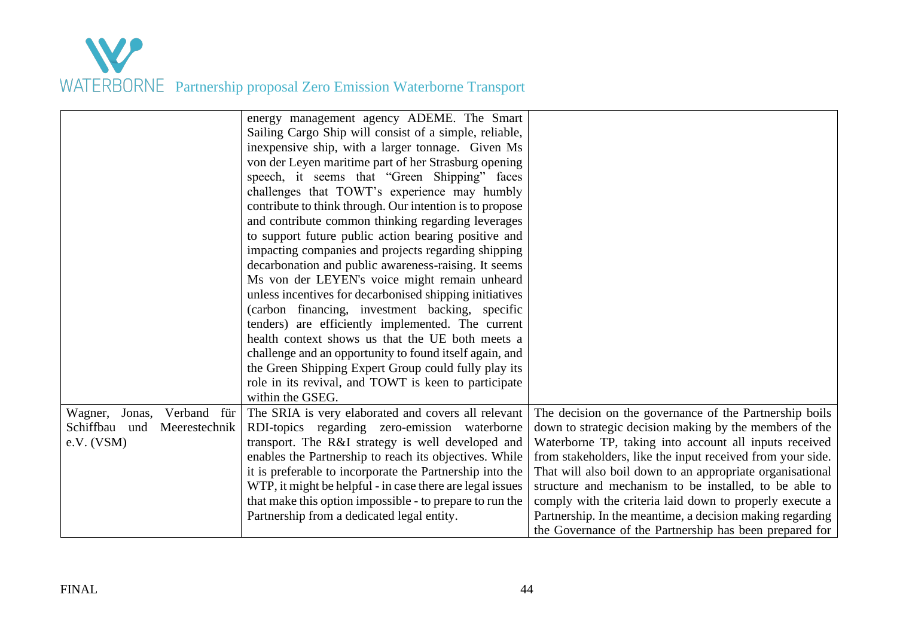| | | |
|---|---|---|
| | energy management agency ADEME. The Smart Sailing Cargo Ship will consist of a simple, reliable, inexpensive ship, with a larger tonnage. Given Ms von der Leyen maritime part of her Strasburg opening speech, it seems that "Green Shipping" faces challenges that TOWT's experience may humbly contribute to think through. Our intention is to propose and contribute common thinking regarding leverages to support future public action bearing positive and impacting companies and projects regarding shipping decarbonation and public awareness-raising. It seems Ms von der LEYEN's voice might remain unheard unless incentives for decarbonised shipping initiatives (carbon financing, investment backing, specific tenders) are efficiently implemented. The current health context shows us that the UE both meets a challenge and an opportunity to found itself again, and the Green Shipping Expert Group could fully play its role in its revival, and TOWT is keen to participate within the GSEG. | |
| Wagner, Jonas, Verband für Schiffbau und Meerestechnik e.V. (VSM) | The SRIA is very elaborated and covers all relevant RDI-topics regarding zero-emission waterborne transport. The R&I strategy is well developed and enables the Partnership to reach its objectives. While it is preferable to incorporate the Partnership into the WTP, it might be helpful - in case there are legal issues that make this option impossible - to prepare to run the Partnership from a dedicated legal entity. | The decision on the governance of the Partnership boils down to strategic decision making by the members of the Waterborne TP, taking into account all inputs received from stakeholders, like the input received from your side. That will also boil down to an appropriate organisational structure and mechanism to be installed, to be able to comply with the criteria laid down to properly execute a Partnership. In the meantime, a decision making regarding the Governance of the Partnership has been prepared for |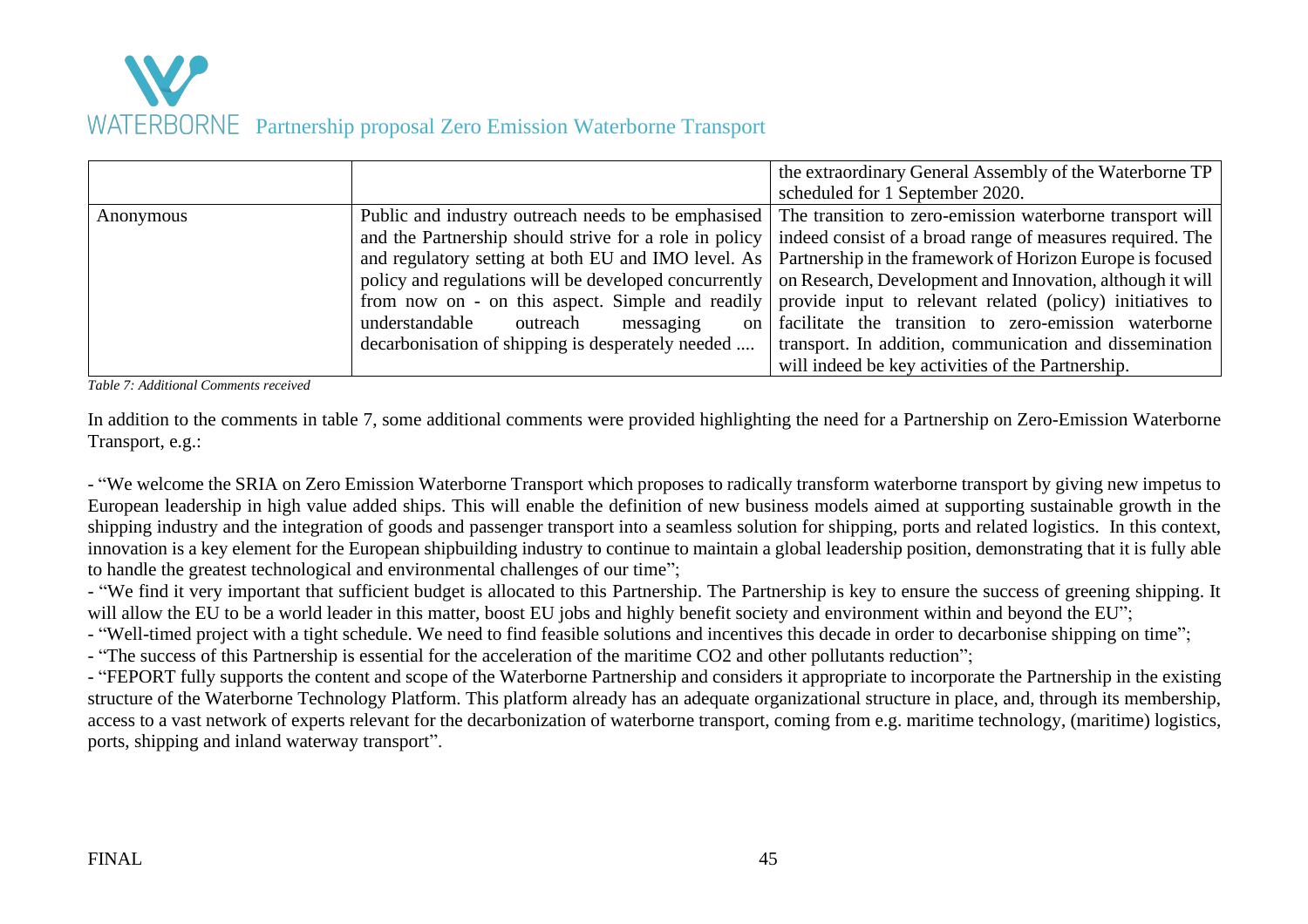| | | |
|---|---|---|
| | | the extraordinary General Assembly of the Waterborne TP scheduled for 1 September 2020. |
| Anonymous | Public and industry outreach needs to be emphasised and the Partnership should strive for a role in policy and regulatory setting at both EU and IMO level. As policy and regulations will be developed concurrently from now on - on this aspect. Simple and readily understandable outreach messaging on decarbonisation of shipping is desperately needed .... | The transition to zero-emission waterborne transport will indeed consist of a broad range of measures required. The Partnership in the framework of Horizon Europe is focused on Research, Development and Innovation, although it will provide input to relevant related (policy) initiatives to facilitate the transition to zero-emission waterborne transport. In addition, communication and dissemination will indeed be key activities of the Partnership. |

*Table 7: Additional Comments received*

In addition to the comments in table 7, some additional comments were provided highlighting the need for a Partnership on Zero-Emission Waterborne Transport, e.g.:

- "We welcome the SRIA on Zero Emission Waterborne Transport which proposes to radically transform waterborne transport by giving new impetus to European leadership in high value added ships. This will enable the definition of new business models aimed at supporting sustainable growth in the shipping industry and the integration of goods and passenger transport into a seamless solution for shipping, ports and related logistics. In this context, innovation is a key element for the European shipbuilding industry to continue to maintain a global leadership position, demonstrating that it is fully able to handle the greatest technological and environmental challenges of our time";
- "We find it very important that sufficient budget is allocated to this Partnership. The Partnership is key to ensure the success of greening shipping. It will allow the EU to be a world leader in this matter, boost EU jobs and highly benefit society and environment within and beyond the EU";
- "Well-timed project with a tight schedule. We need to find feasible solutions and incentives this decade in order to decarbonise shipping on time";
- "The success of this Partnership is essential for the acceleration of the maritime $CO_2$ and other pollutants reduction";
- "FEPORT fully supports the content and scope of the Waterborne Partnership and considers it appropriate to incorporate the Partnership in the existing structure of the Waterborne Technology Platform. This platform already has an adequate organizational structure in place, and, through its membership, access to a vast network of experts relevant for the decarbonization of waterborne transport, coming from e.g. maritime technology, (maritime) logistics, ports, shipping and inland waterway transport".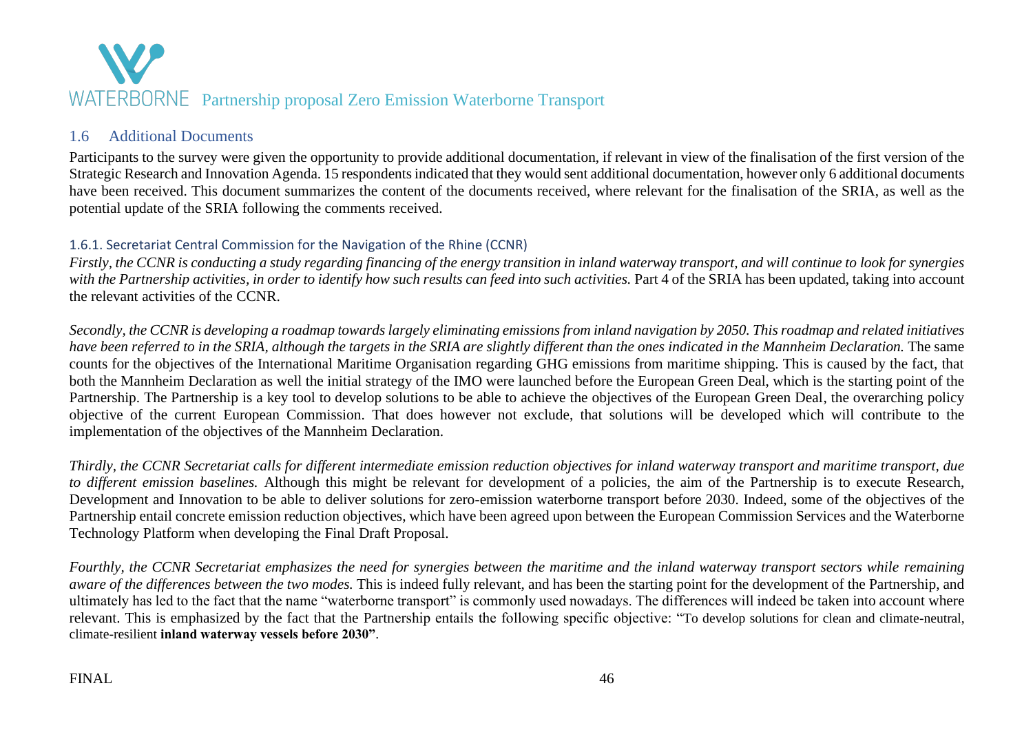## 1.6 Additional Documents

Participants to the survey were given the opportunity to provide additional documentation, if relevant in view of the finalisation of the first version of the Strategic Research and Innovation Agenda. 15 respondents indicated that they would sent additional documentation, however only 6 additional documents have been received. This document summarizes the content of the documents received, where relevant for the finalisation of the SRIA, as well as the potential update of the SRIA following the comments received.

### 1.6.1. Secretariat Central Commission for the Navigation of the Rhine (CCNR)

*Firstly, the CCNR is conducting a study regarding financing of the energy transition in inland waterway transport, and will continue to look for synergies with the Partnership activities, in order to identify how such results can feed into such activities.* Part 4 of the SRIA has been updated, taking into account the relevant activities of the CCNR.

*Secondly, the CCNR is developing a roadmap towards largely eliminating emissions from inland navigation by 2050. This roadmap and related initiatives have been referred to in the SRIA, although the targets in the SRIA are slightly different than the ones indicated in the Mannheim Declaration.* The same counts for the objectives of the International Maritime Organisation regarding GHG emissions from maritime shipping. This is caused by the fact, that both the Mannheim Declaration as well the initial strategy of the IMO were launched before the European Green Deal, which is the starting point of the Partnership. The Partnership is a key tool to develop solutions to be able to achieve the objectives of the European Green Deal, the overarching policy objective of the current European Commission. That does however not exclude, that solutions will be developed which will contribute to the implementation of the objectives of the Mannheim Declaration.

*Thirdly, the CCNR Secretariat calls for different intermediate emission reduction objectives for inland waterway transport and maritime transport, due to different emission baselines.* Although this might be relevant for development of a policies, the aim of the Partnership is to execute Research, Development and Innovation to be able to deliver solutions for zero-emission waterborne transport before 2030. Indeed, some of the objectives of the Partnership entail concrete emission reduction objectives, which have been agreed upon between the European Commission Services and the Waterborne Technology Platform when developing the Final Draft Proposal.

*Fourthly, the CCNR Secretariat emphasizes the need for synergies between the maritime and the inland waterway transport sectors while remaining aware of the differences between the two modes.* This is indeed fully relevant, and has been the starting point for the development of the Partnership, and ultimately has led to the fact that the name "waterborne transport" is commonly used nowadays. The differences will indeed be taken into account where relevant. This is emphasized by the fact that the Partnership entails the following specific objective: "To develop solutions for clean and climate-neutral, climate-resilient **inland waterway vessels before 2030"**.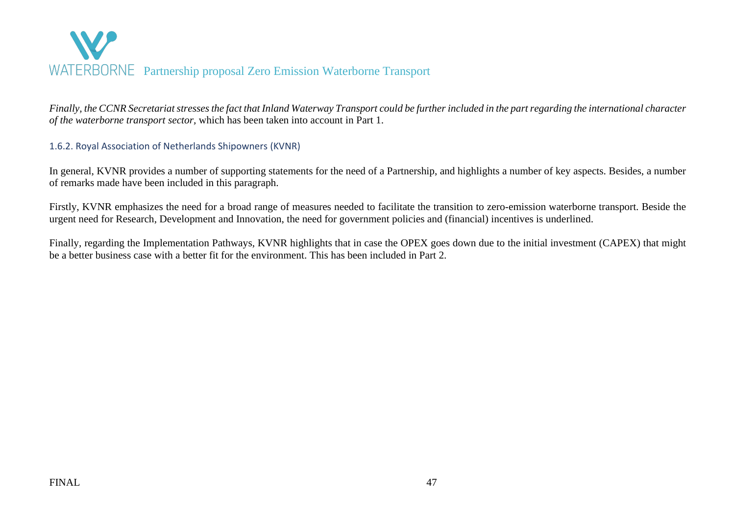*Finally, the CCNR Secretariat stresses the fact that Inland Waterway Transport could be further included in the part regarding the international character of the waterborne transport sector,* which has been taken into account in Part 1.

### 1.6.2. Royal Association of Netherlands Shipowners (KVNR)

In general, KVNR provides a number of supporting statements for the need of a Partnership, and highlights a number of key aspects. Besides, a number of remarks made have been included in this paragraph.

Firstly, KVNR emphasizes the need for a broad range of measures needed to facilitate the transition to zero-emission waterborne transport. Beside the urgent need for Research, Development and Innovation, the need for government policies and (financial) incentives is underlined.

Finally, regarding the Implementation Pathways, KVNR highlights that in case the OPEX goes down due to the initial investment (CAPEX) that might be a better business case with a better fit for the environment. This has been included in Part 2.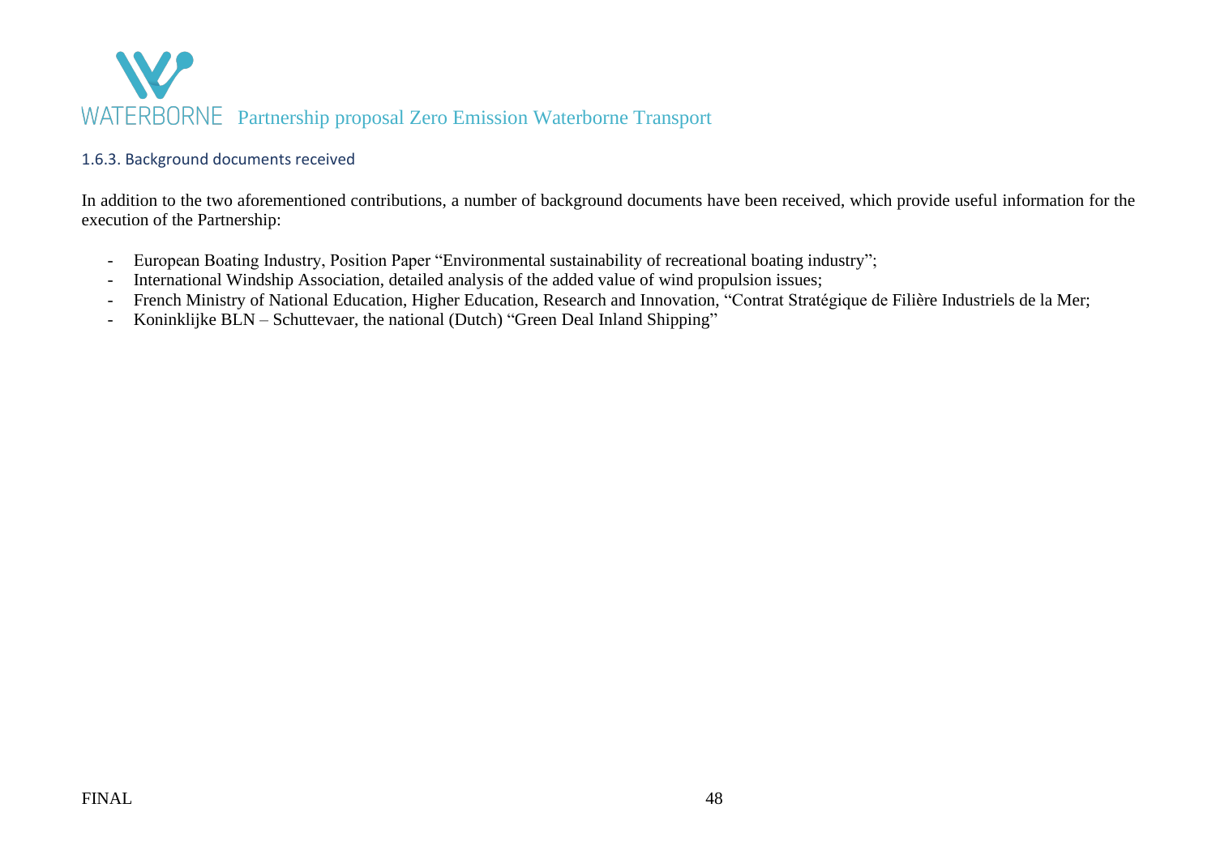#### 1.6.3. Background documents received

In addition to the two aforementioned contributions, a number of background documents have been received, which provide useful information for the execution of the Partnership:

- European Boating Industry, Position Paper "Environmental sustainability of recreational boating industry";
- International Windship Association, detailed analysis of the added value of wind propulsion issues;
- French Ministry of National Education, Higher Education, Research and Innovation, "Contrat Stratégique de Filière Industriels de la Mer;
- Koninklijke BLN – Schuttevaer, the national (Dutch) "Green Deal Inland Shipping"